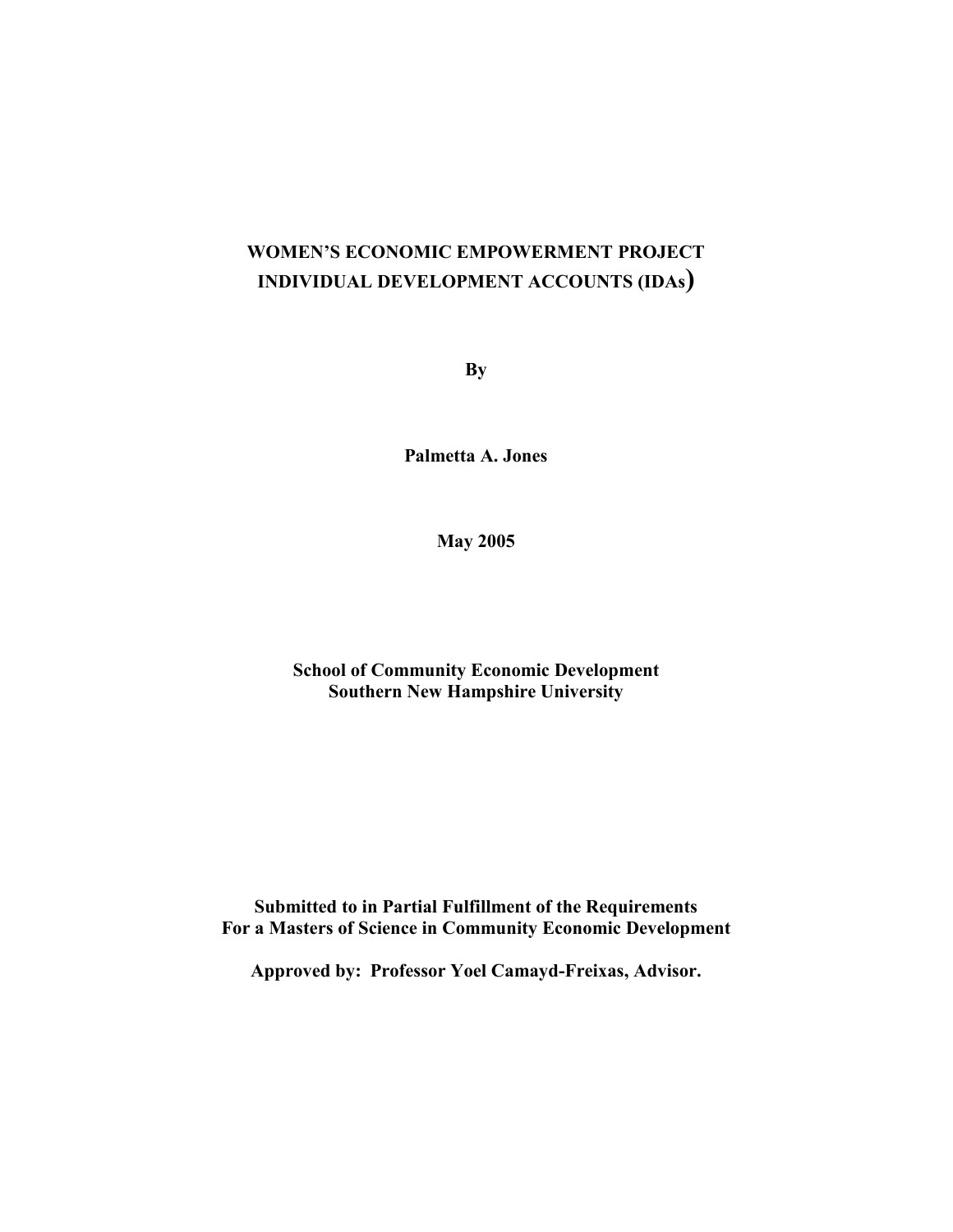# WOMEN'S ECONOMIC EMPOWERMENT PROJECT INDIVIDUAL DEVELOPMENT ACCOUNTS (IDAs)

**By**

**Palmetta A. Jones**

**May 2005**

**School of Community Economic Development**
**Southern New Hampshire University**

**Submitted to in Partial Fulfillment of the Requirements**
**For a Masters of Science in Community Economic Development**

**Approved by: Professor Yoel Camayd-Freixas, Advisor.**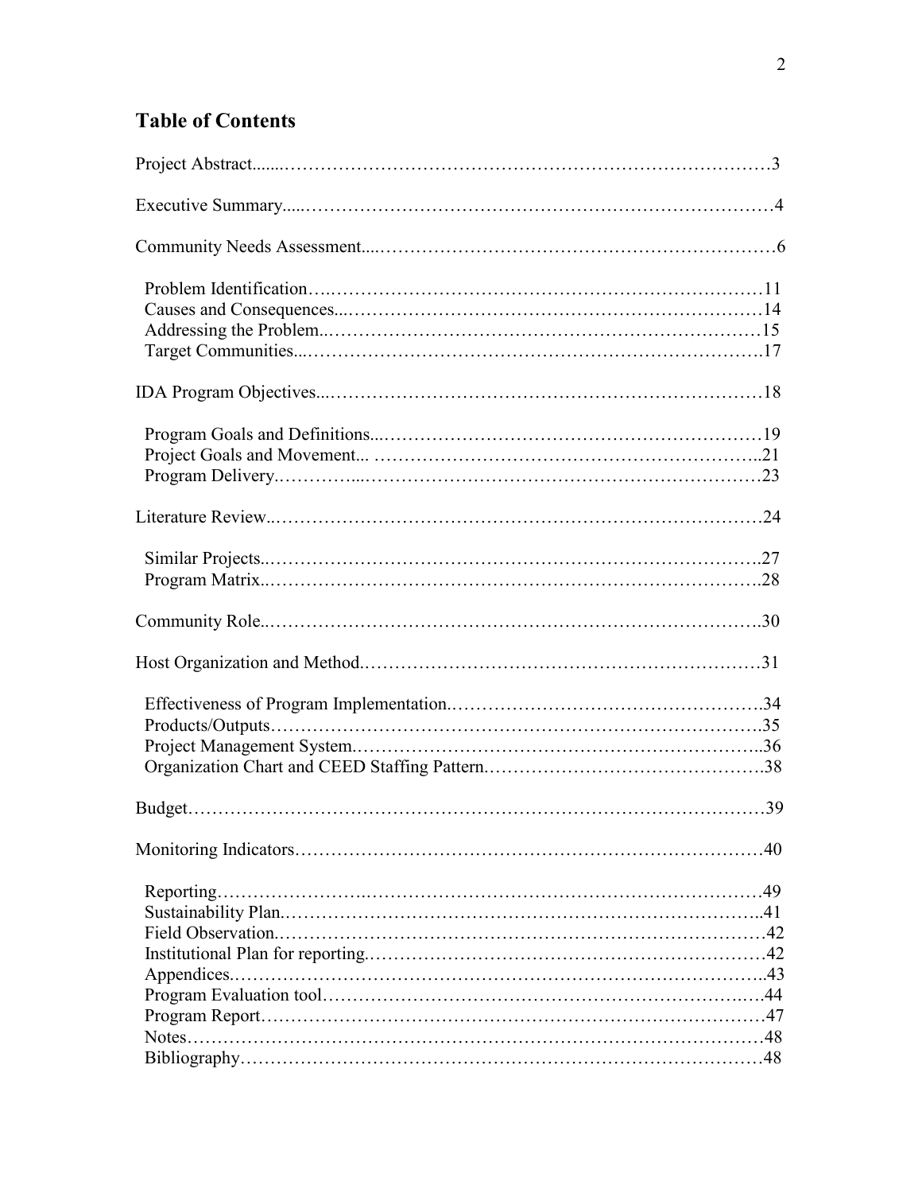## Table of Contents

Project Abstract……3

Executive Summary……4

Community Needs Assessment……6

- Problem Identification……11
- Causes and Consequences……14
- Addressing the Problem……15
- Target Communities……17

IDA Program Objectives……18

- Program Goals and Definitions……19
- Project Goals and Movement……21
- Program Delivery……23

Literature Review……24

- Similar Projects……27
- Program Matrix……28

Community Role……30

Host Organization and Method……31

- Effectiveness of Program Implementation……34
- Products/Outputs……35
- Project Management System……36
- Organization Chart and CEED Staffing Pattern……38

Budget……39

Monitoring Indicators……40

- Reporting……49
- Sustainability Plan……41
- Field Observation……42
- Institutional Plan for reporting……42
- Appendices……43
- Program Evaluation tool……44
- Program Report……47
- Notes……48
- Bibliography……48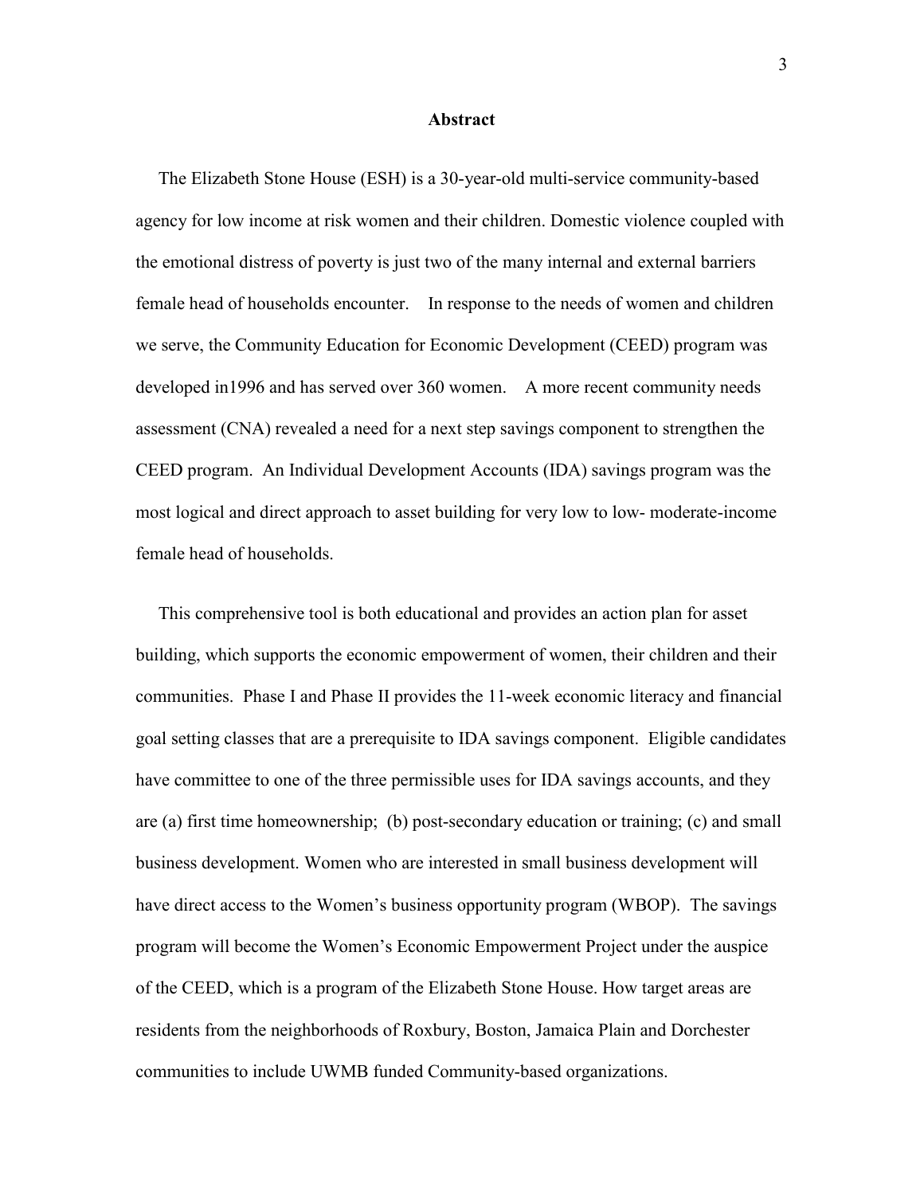## Abstract

The Elizabeth Stone House (ESH) is a 30-year-old multi-service community-based agency for low income at risk women and their children. Domestic violence coupled with the emotional distress of poverty is just two of the many internal and external barriers female head of households encounter.  In response to the needs of women and children we serve, the Community Education for Economic Development (CEED) program was developed in1996 and has served over 360 women.  A more recent community needs assessment (CNA) revealed a need for a next step savings component to strengthen the CEED program. An Individual Development Accounts (IDA) savings program was the most logical and direct approach to asset building for very low to low- moderate-income female head of households.

This comprehensive tool is both educational and provides an action plan for asset building, which supports the economic empowerment of women, their children and their communities. Phase I and Phase II provides the 11-week economic literacy and financial goal setting classes that are a prerequisite to IDA savings component. Eligible candidates have committee to one of the three permissible uses for IDA savings accounts, and they are (a) first time homeownership; (b) post-secondary education or training; (c) and small business development. Women who are interested in small business development will have direct access to the Women's business opportunity program (WBOP). The savings program will become the Women's Economic Empowerment Project under the auspice of the CEED, which is a program of the Elizabeth Stone House. How target areas are residents from the neighborhoods of Roxbury, Boston, Jamaica Plain and Dorchester communities to include UWMB funded Community-based organizations.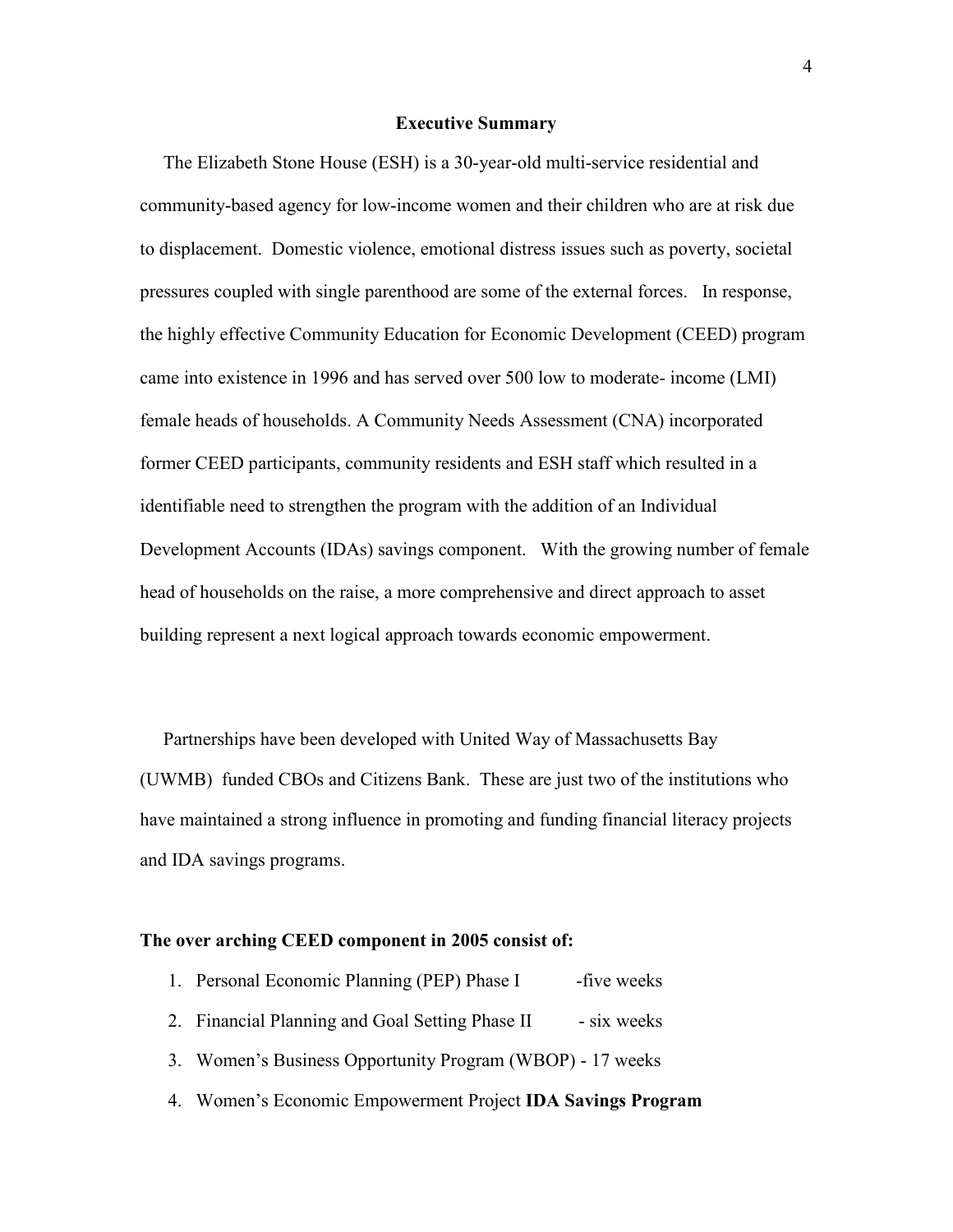## Executive Summary

The Elizabeth Stone House (ESH) is a 30-year-old multi-service residential and community-based agency for low-income women and their children who are at risk due to displacement. Domestic violence, emotional distress issues such as poverty, societal pressures coupled with single parenthood are some of the external forces. In response, the highly effective Community Education for Economic Development (CEED) program came into existence in 1996 and has served over 500 low to moderate- income (LMI) female heads of households. A Community Needs Assessment (CNA) incorporated former CEED participants, community residents and ESH staff which resulted in a identifiable need to strengthen the program with the addition of an Individual Development Accounts (IDAs) savings component. With the growing number of female head of households on the raise, a more comprehensive and direct approach to asset building represent a next logical approach towards economic empowerment.

Partnerships have been developed with United Way of Massachusetts Bay (UWMB) funded CBOs and Citizens Bank. These are just two of the institutions who have maintained a strong influence in promoting and funding financial literacy projects and IDA savings programs.

**The over arching CEED component in 2005 consist of:**

1. Personal Economic Planning (PEP) Phase I -five weeks
2. Financial Planning and Goal Setting Phase II - six weeks
3. Women's Business Opportunity Program (WBOP) - 17 weeks
4. Women's Economic Empowerment Project **IDA Savings Program**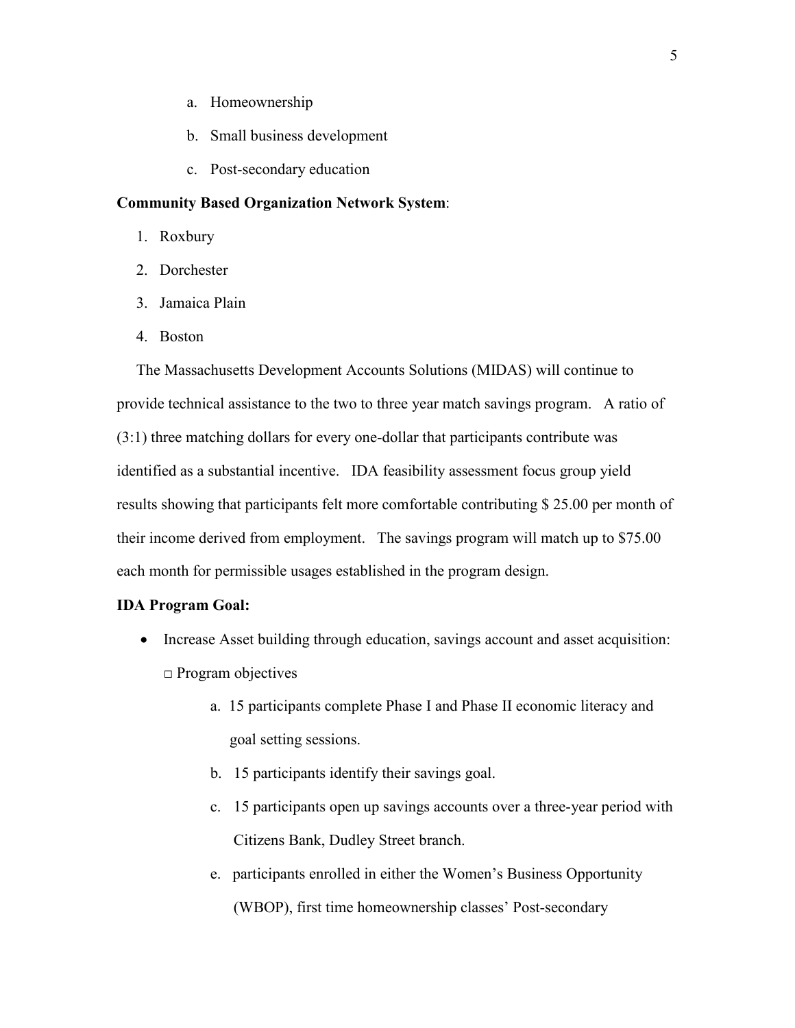a. Homeownership
b. Small business development
c. Post-secondary education

**Community Based Organization Network System**:

1. Roxbury
2. Dorchester
3. Jamaica Plain
4. Boston

The Massachusetts Development Accounts Solutions (MIDAS) will continue to provide technical assistance to the two to three year match savings program. A ratio of (3:1) three matching dollars for every one-dollar that participants contribute was identified as a substantial incentive. IDA feasibility assessment focus group yield results showing that participants felt more comfortable contributing $ 25.00 per month of their income derived from employment. The savings program will match up to $75.00 each month for permissible usages established in the program design.

**IDA Program Goal:**

- Increase Asset building through education, savings account and asset acquisition:
  □ Program objectives
  
  a. 15 participants complete Phase I and Phase II economic literacy and goal setting sessions.
  b. 15 participants identify their savings goal.
  c. 15 participants open up savings accounts over a three-year period with Citizens Bank, Dudley Street branch.
  e. participants enrolled in either the Women's Business Opportunity (WBOP), first time homeownership classes' Post-secondary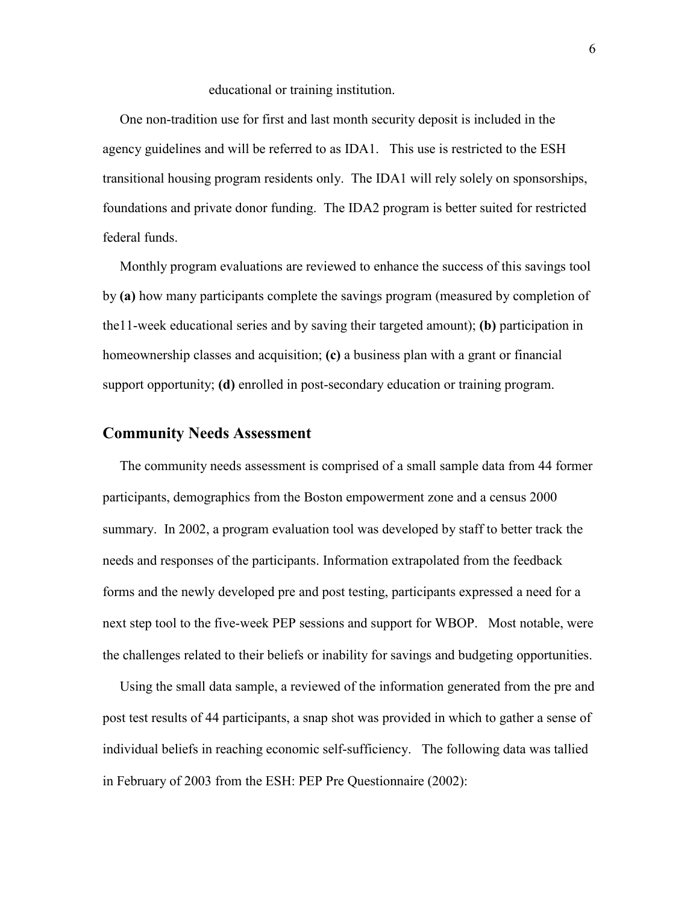educational or training institution.

One non-tradition use for first and last month security deposit is included in the agency guidelines and will be referred to as IDA1. This use is restricted to the ESH transitional housing program residents only. The IDA1 will rely solely on sponsorships, foundations and private donor funding. The IDA2 program is better suited for restricted federal funds.

Monthly program evaluations are reviewed to enhance the success of this savings tool by **(a)** how many participants complete the savings program (measured by completion of the11-week educational series and by saving their targeted amount); **(b)** participation in homeownership classes and acquisition; **(c)** a business plan with a grant or financial support opportunity; **(d)** enrolled in post-secondary education or training program.

## Community Needs Assessment

The community needs assessment is comprised of a small sample data from 44 former participants, demographics from the Boston empowerment zone and a census 2000 summary. In 2002, a program evaluation tool was developed by staff to better track the needs and responses of the participants. Information extrapolated from the feedback forms and the newly developed pre and post testing, participants expressed a need for a next step tool to the five-week PEP sessions and support for WBOP. Most notable, were the challenges related to their beliefs or inability for savings and budgeting opportunities.

Using the small data sample, a reviewed of the information generated from the pre and post test results of 44 participants, a snap shot was provided in which to gather a sense of individual beliefs in reaching economic self-sufficiency. The following data was tallied in February of 2003 from the ESH: PEP Pre Questionnaire (2002):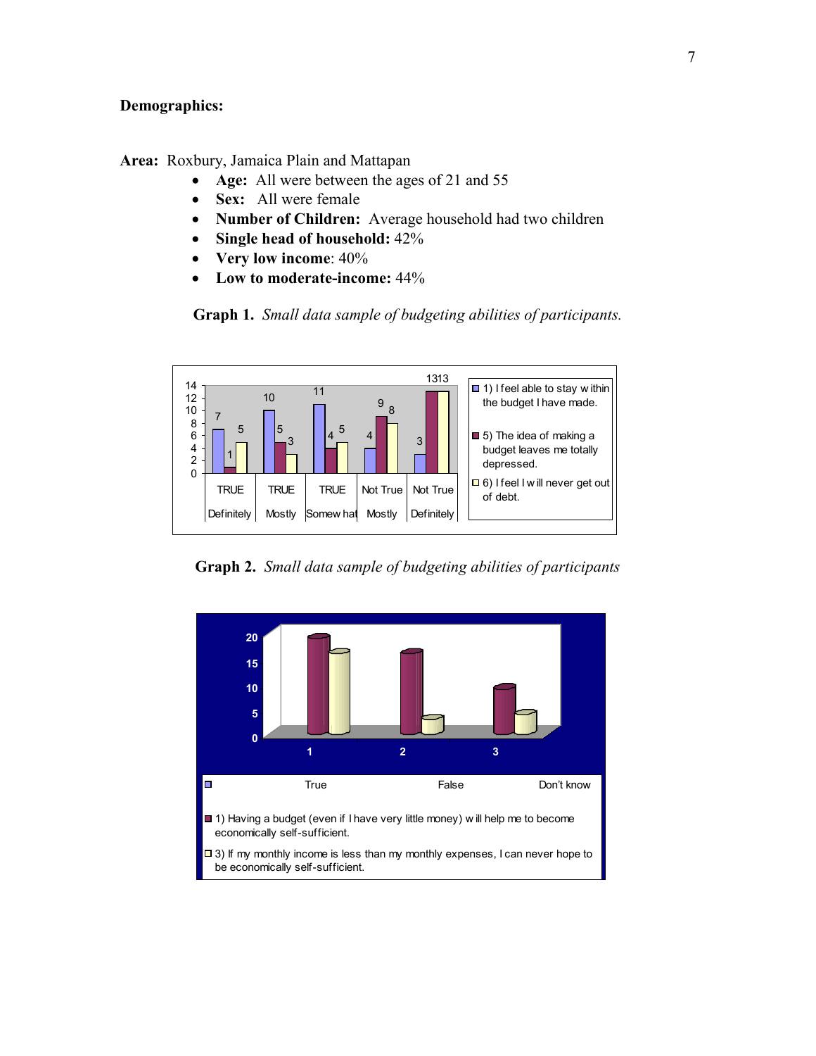**Demographics:**

**Area:** Roxbury, Jamaica Plain and Mattapan

- **Age:** All were between the ages of 21 and 55
- **Sex:** All were female
- **Number of Children:** Average household had two children
- **Single head of household:** 42%
- **Very low income**: 40%
- **Low to moderate-income:** 44%

**Graph 1.** *Small data sample of budgeting abilities of participants.*

| | TRUE Definitely | TRUE Mostly | TRUE Somewhat | Not True Mostly | Not True Definitely |
|---|---|---|---|---|---|
| 1) I feel able to stay within the budget I have made. | 7 | 10 | 11 | 4 | 3 |
| 5) The idea of making a budget leaves me totally depressed. | 1 | 5 | 4 | 9 | 13 |
| 6) I feel I will never get out of debt. | 5 | 3 | 5 | 8 | 13 |

**Graph 2.** *Small data sample of budgeting abilities of participants*

| | 1 | 2 | 3 |
|---|---|---|---|
| | True | False | Don't know |

1) Having a budget (even if I have very little money) will help me to become economically self-sufficient.

3) If my monthly income is less than my monthly expenses, I can never hope to be economically self-sufficient.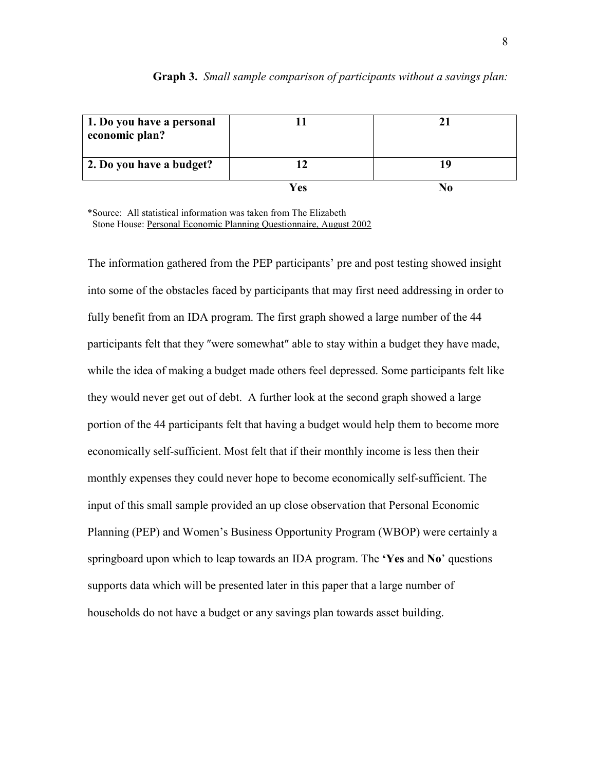**Graph 3.** *Small sample comparison of participants without a savings plan:*

| | Yes | No |
|---|---|---|
| **1. Do you have a personal economic plan?** | **11** | **21** |
| **2. Do you have a budget?** | **12** | **19** |

*Source: All statistical information was taken from The Elizabeth Stone House: Personal Economic Planning Questionnaire, August 2002

The information gathered from the PEP participants' pre and post testing showed insight into some of the obstacles faced by participants that may first need addressing in order to fully benefit from an IDA program. The first graph showed a large number of the 44 participants felt that they ″were somewhat″ able to stay within a budget they have made, while the idea of making a budget made others feel depressed. Some participants felt like they would never get out of debt. A further look at the second graph showed a large portion of the 44 participants felt that having a budget would help them to become more economically self-sufficient. Most felt that if their monthly income is less then their monthly expenses they could never hope to become economically self-sufficient. The input of this small sample provided an up close observation that Personal Economic Planning (PEP) and Women's Business Opportunity Program (WBOP) were certainly a springboard upon which to leap towards an IDA program. The **'Yes** and **No**' questions supports data which will be presented later in this paper that a large number of households do not have a budget or any savings plan towards asset building.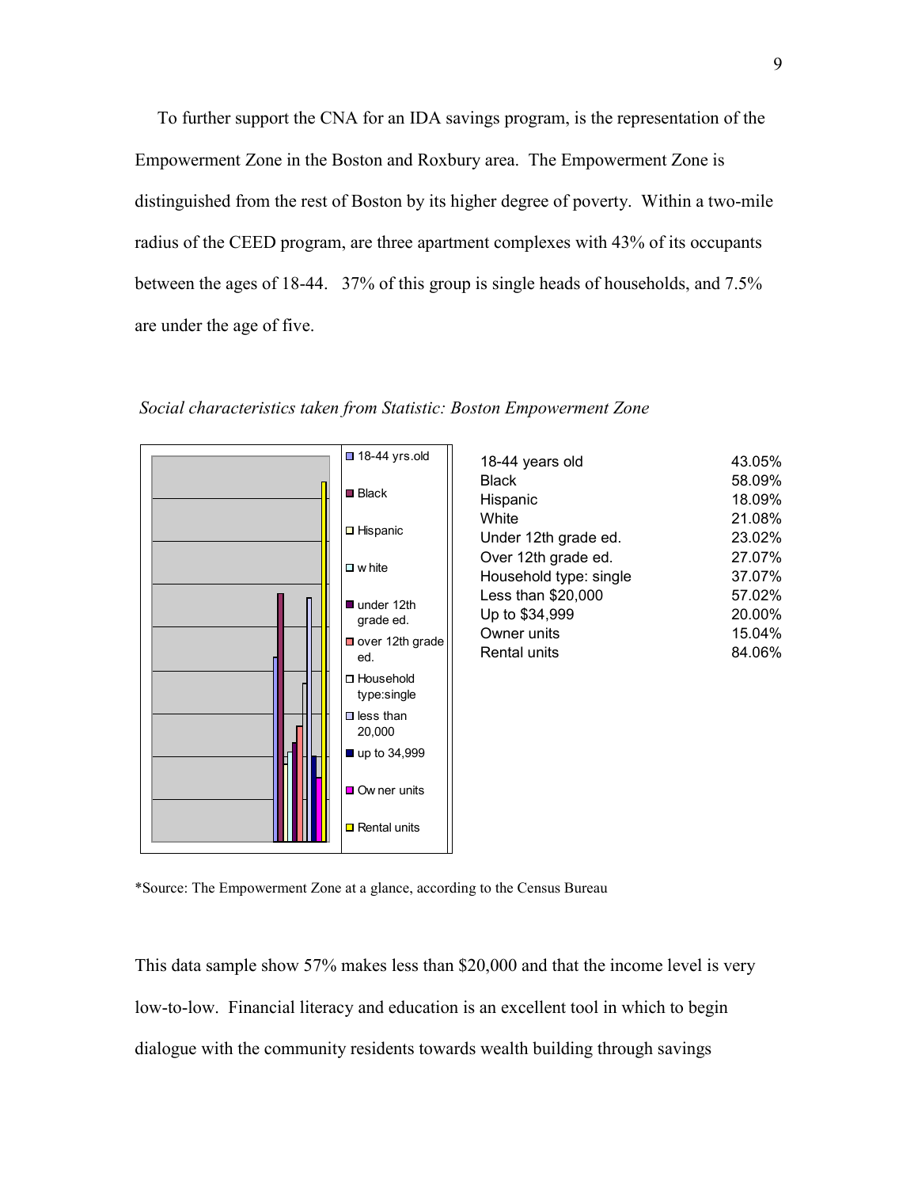To further support the CNA for an IDA savings program, is the representation of the Empowerment Zone in the Boston and Roxbury area. The Empowerment Zone is distinguished from the rest of Boston by its higher degree of poverty. Within a two-mile radius of the CEED program, are three apartment complexes with 43% of its occupants between the ages of 18-44. 37% of this group is single heads of households, and 7.5% are under the age of five.

*Social characteristics taken from Statistic: Boston Empowerment Zone*

| | |
|---|---|
| 18-44 years old | 43.05% |
| Black | 58.09% |
| Hispanic | 18.09% |
| White | 21.08% |
| Under 12th grade ed. | 23.02% |
| Over 12th grade ed. | 27.07% |
| Household type: single | 37.07% |
| Less than $20,000 | 57.02% |
| Up to $34,999 | 20.00% |
| Owner units | 15.04% |
| Rental units | 84.06% |

*Source: The Empowerment Zone at a glance, according to the Census Bureau

This data sample show 57% makes less than $20,000 and that the income level is very low-to-low. Financial literacy and education is an excellent tool in which to begin dialogue with the community residents towards wealth building through savings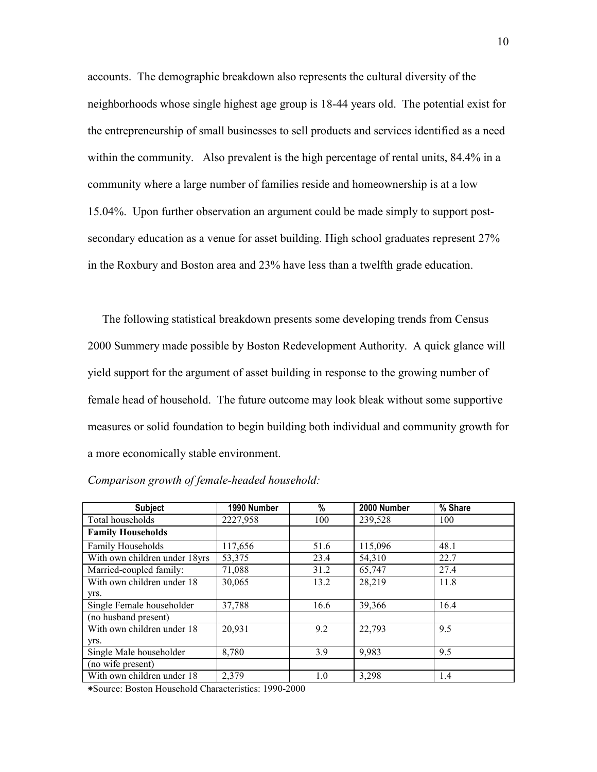accounts. The demographic breakdown also represents the cultural diversity of the neighborhoods whose single highest age group is 18-44 years old. The potential exist for the entrepreneurship of small businesses to sell products and services identified as a need within the community. Also prevalent is the high percentage of rental units, 84.4% in a community where a large number of families reside and homeownership is at a low 15.04%. Upon further observation an argument could be made simply to support post-secondary education as a venue for asset building. High school graduates represent 27% in the Roxbury and Boston area and 23% have less than a twelfth grade education.

The following statistical breakdown presents some developing trends from Census 2000 Summery made possible by Boston Redevelopment Authority. A quick glance will yield support for the argument of asset building in response to the growing number of female head of household. The future outcome may look bleak without some supportive measures or solid foundation to begin building both individual and community growth for a more economically stable environment.

*Comparison growth of female-headed household:*

| Subject | 1990 Number | % | 2000 Number | % Share |
|---|---|---|---|---|
| Total households | 2227,958 | 100 | 239,528 | 100 |
| **Family Households** | | | | |
| Family Households | 117,656 | 51.6 | 115,096 | 48.1 |
| With own children under 18yrs | 53,375 | 23.4 | 54,310 | 22.7 |
| Married-coupled family: | 71,088 | 31.2 | 65,747 | 27.4 |
| With own children under 18 yrs. | 30,065 | 13.2 | 28,219 | 11.8 |
| Single Female householder | 37,788 | 16.6 | 39,366 | 16.4 |
| (no husband present) | | | | |
| With own children under 18 yrs. | 20,931 | 9.2 | 22,793 | 9.5 |
| Single Male householder | 8,780 | 3.9 | 9,983 | 9.5 |
| (no wife present) | | | | |
| With own children under 18 | 2,379 | 1.0 | 3,298 | 1.4 |

∗Source: Boston Household Characteristics: 1990-2000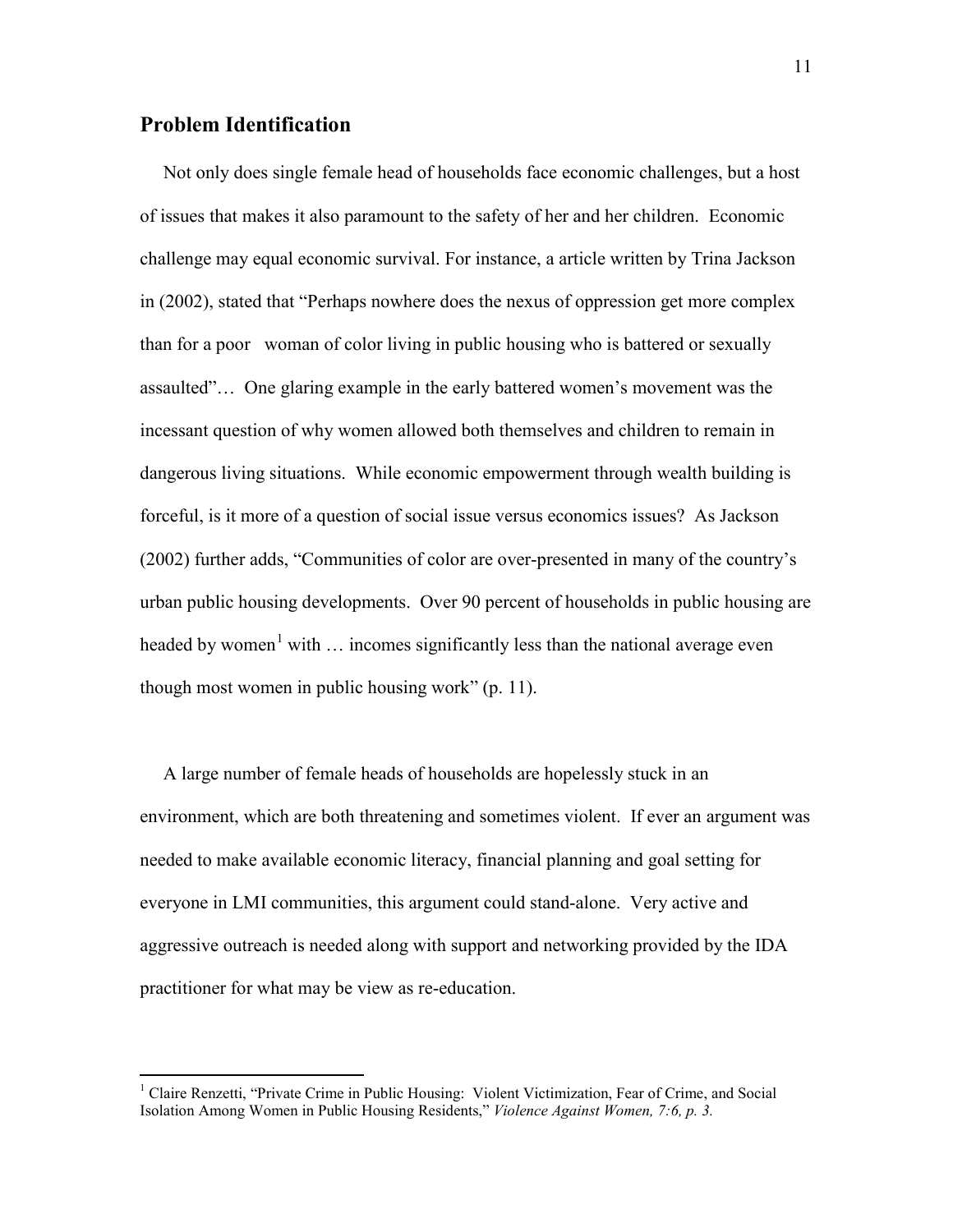## Problem Identification

Not only does single female head of households face economic challenges, but a host of issues that makes it also paramount to the safety of her and her children. Economic challenge may equal economic survival. For instance, a article written by Trina Jackson in (2002), stated that "Perhaps nowhere does the nexus of oppression get more complex than for a poor woman of color living in public housing who is battered or sexually assaulted"… One glaring example in the early battered women's movement was the incessant question of why women allowed both themselves and children to remain in dangerous living situations. While economic empowerment through wealth building is forceful, is it more of a question of social issue versus economics issues? As Jackson (2002) further adds, "Communities of color are over-presented in many of the country's urban public housing developments. Over 90 percent of households in public housing are headed by women[1] with … incomes significantly less than the national average even though most women in public housing work" (p. 11).

A large number of female heads of households are hopelessly stuck in an environment, which are both threatening and sometimes violent. If ever an argument was needed to make available economic literacy, financial planning and goal setting for everyone in LMI communities, this argument could stand-alone. Very active and aggressive outreach is needed along with support and networking provided by the IDA practitioner for what may be view as re-education.

---

[1] Claire Renzetti, "Private Crime in Public Housing: Violent Victimization, Fear of Crime, and Social Isolation Among Women in Public Housing Residents," *Violence Against Women, 7:6, p. 3.*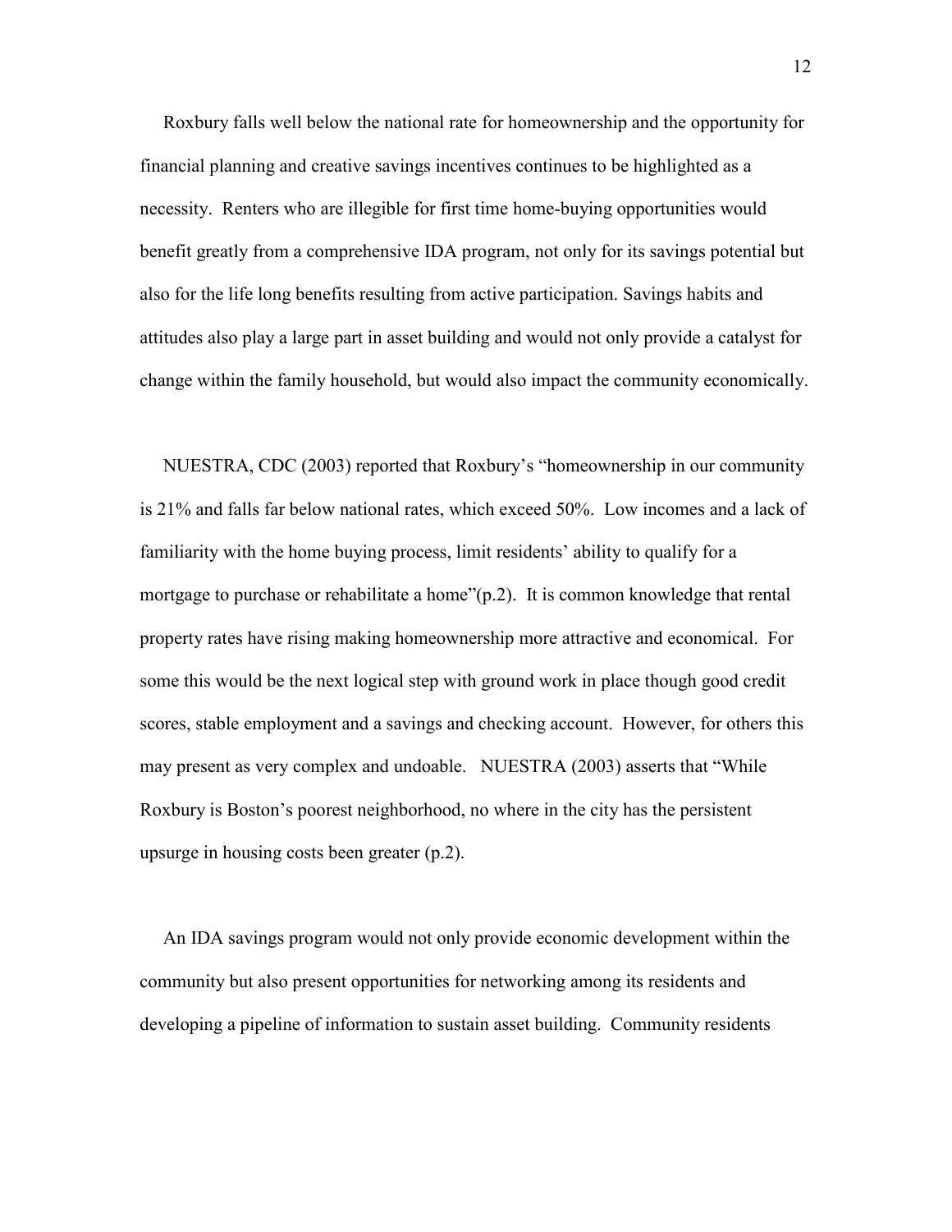Roxbury falls well below the national rate for homeownership and the opportunity for financial planning and creative savings incentives continues to be highlighted as a necessity. Renters who are illegible for first time home-buying opportunities would benefit greatly from a comprehensive IDA program, not only for its savings potential but also for the life long benefits resulting from active participation. Savings habits and attitudes also play a large part in asset building and would not only provide a catalyst for change within the family household, but would also impact the community economically.

NUESTRA, CDC (2003) reported that Roxbury's "homeownership in our community is 21% and falls far below national rates, which exceed 50%. Low incomes and a lack of familiarity with the home buying process, limit residents' ability to qualify for a mortgage to purchase or rehabilitate a home"(p.2). It is common knowledge that rental property rates have rising making homeownership more attractive and economical. For some this would be the next logical step with ground work in place though good credit scores, stable employment and a savings and checking account. However, for others this may present as very complex and undoable. NUESTRA (2003) asserts that "While Roxbury is Boston's poorest neighborhood, no where in the city has the persistent upsurge in housing costs been greater (p.2).

An IDA savings program would not only provide economic development within the community but also present opportunities for networking among its residents and developing a pipeline of information to sustain asset building. Community residents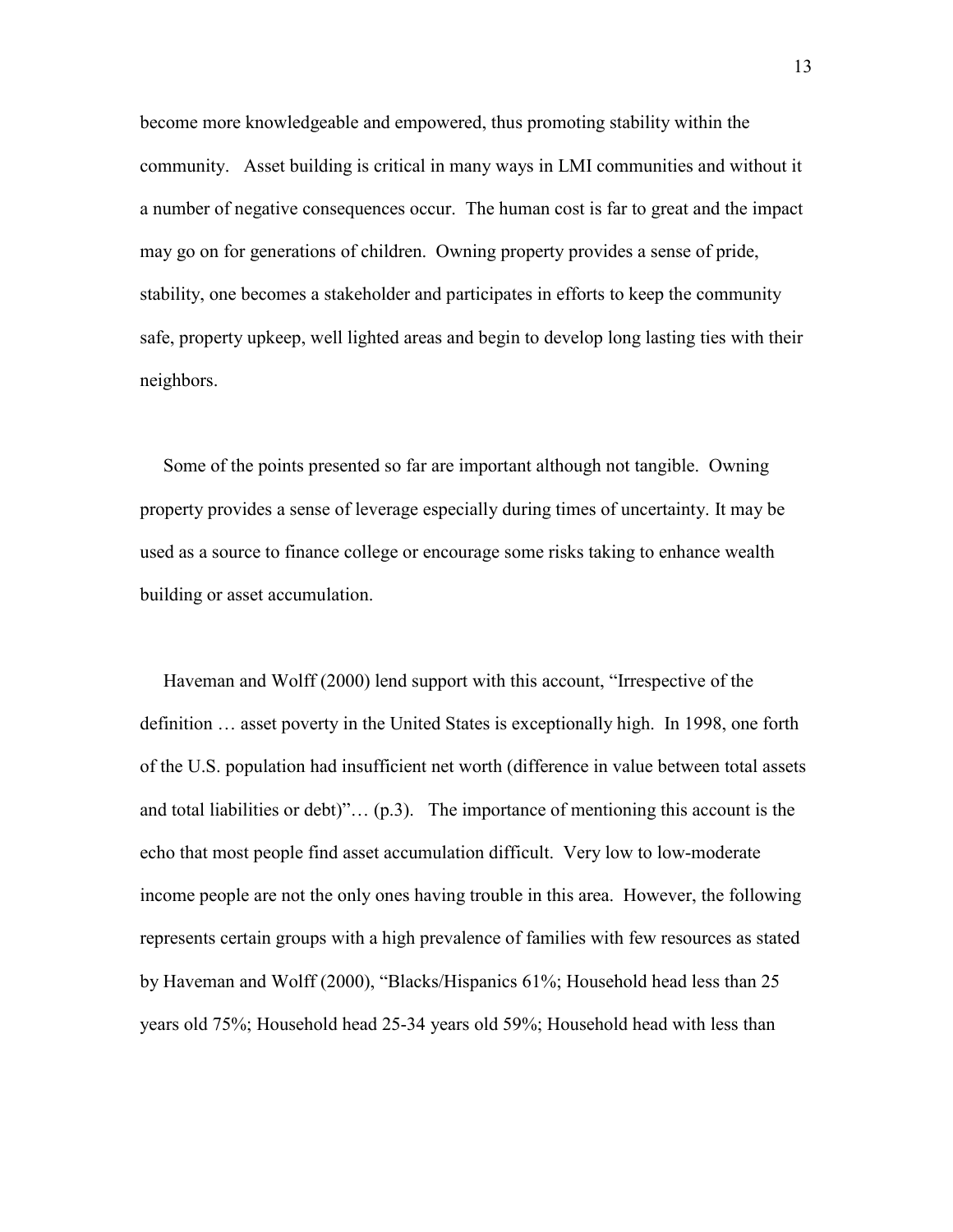become more knowledgeable and empowered, thus promoting stability within the community. Asset building is critical in many ways in LMI communities and without it a number of negative consequences occur. The human cost is far to great and the impact may go on for generations of children. Owning property provides a sense of pride, stability, one becomes a stakeholder and participates in efforts to keep the community safe, property upkeep, well lighted areas and begin to develop long lasting ties with their neighbors.

Some of the points presented so far are important although not tangible. Owning property provides a sense of leverage especially during times of uncertainty. It may be used as a source to finance college or encourage some risks taking to enhance wealth building or asset accumulation.

Haveman and Wolff (2000) lend support with this account, "Irrespective of the definition … asset poverty in the United States is exceptionally high. In 1998, one forth of the U.S. population had insufficient net worth (difference in value between total assets and total liabilities or debt)"… (p.3). The importance of mentioning this account is the echo that most people find asset accumulation difficult. Very low to low-moderate income people are not the only ones having trouble in this area. However, the following represents certain groups with a high prevalence of families with few resources as stated by Haveman and Wolff (2000), "Blacks/Hispanics 61%; Household head less than 25 years old 75%; Household head 25-34 years old 59%; Household head with less than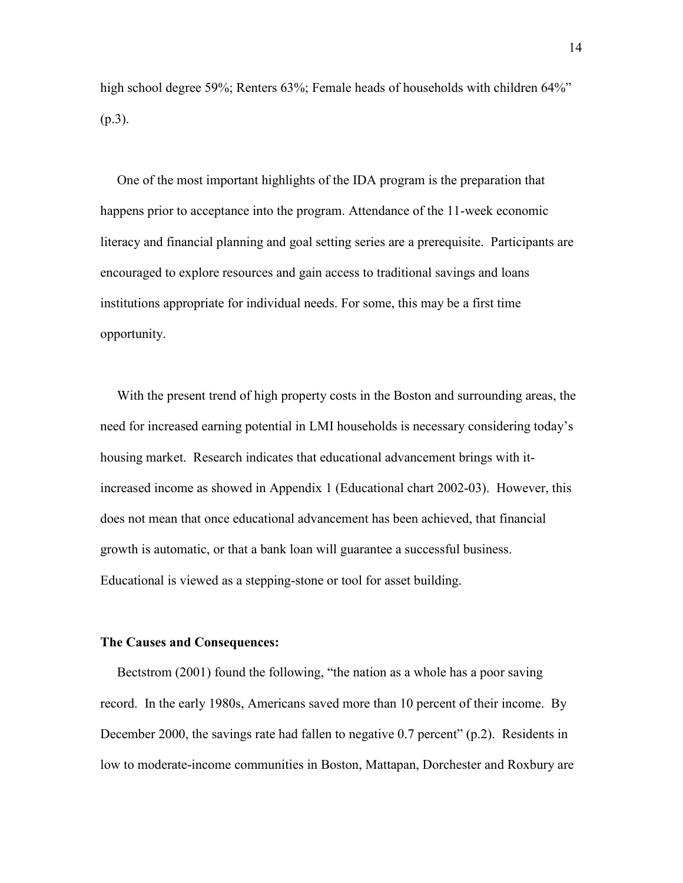high school degree 59%; Renters 63%; Female heads of households with children 64%" (p.3).

One of the most important highlights of the IDA program is the preparation that happens prior to acceptance into the program. Attendance of the 11-week economic literacy and financial planning and goal setting series are a prerequisite. Participants are encouraged to explore resources and gain access to traditional savings and loans institutions appropriate for individual needs. For some, this may be a first time opportunity.

With the present trend of high property costs in the Boston and surrounding areas, the need for increased earning potential in LMI households is necessary considering today's housing market. Research indicates that educational advancement brings with it- increased income as showed in Appendix 1 (Educational chart 2002-03). However, this does not mean that once educational advancement has been achieved, that financial growth is automatic, or that a bank loan will guarantee a successful business. Educational is viewed as a stepping-stone or tool for asset building.

**The Causes and Consequences:**

Bectstrom (2001) found the following, "the nation as a whole has a poor saving record. In the early 1980s, Americans saved more than 10 percent of their income. By December 2000, the savings rate had fallen to negative 0.7 percent" (p.2). Residents in low to moderate-income communities in Boston, Mattapan, Dorchester and Roxbury are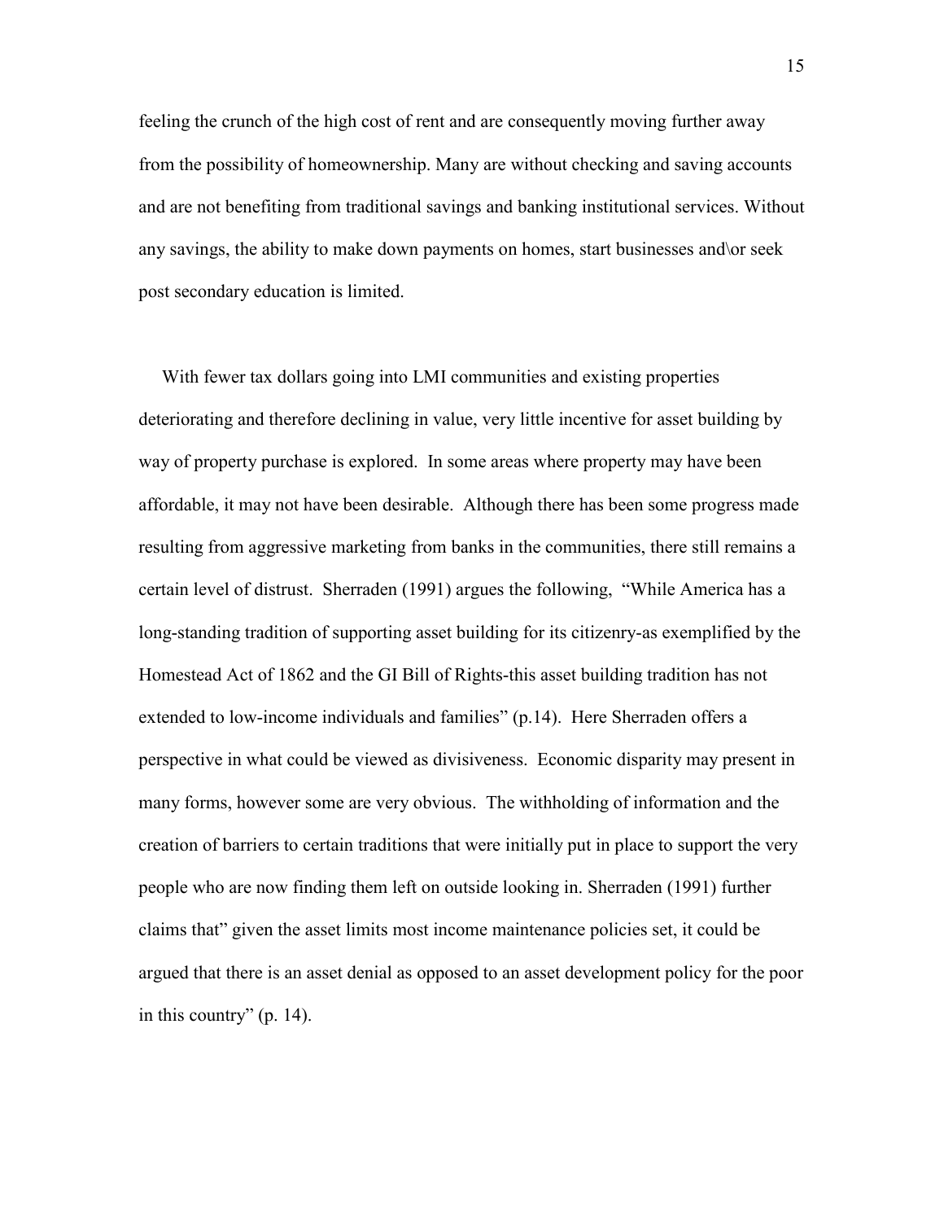feeling the crunch of the high cost of rent and are consequently moving further away from the possibility of homeownership. Many are without checking and saving accounts and are not benefiting from traditional savings and banking institutional services. Without any savings, the ability to make down payments on homes, start businesses and\or seek post secondary education is limited.

With fewer tax dollars going into LMI communities and existing properties deteriorating and therefore declining in value, very little incentive for asset building by way of property purchase is explored. In some areas where property may have been affordable, it may not have been desirable. Although there has been some progress made resulting from aggressive marketing from banks in the communities, there still remains a certain level of distrust. Sherraden (1991) argues the following, "While America has a long-standing tradition of supporting asset building for its citizenry-as exemplified by the Homestead Act of 1862 and the GI Bill of Rights-this asset building tradition has not extended to low-income individuals and families" (p.14). Here Sherraden offers a perspective in what could be viewed as divisiveness. Economic disparity may present in many forms, however some are very obvious. The withholding of information and the creation of barriers to certain traditions that were initially put in place to support the very people who are now finding them left on outside looking in. Sherraden (1991) further claims that" given the asset limits most income maintenance policies set, it could be argued that there is an asset denial as opposed to an asset development policy for the poor in this country" (p. 14).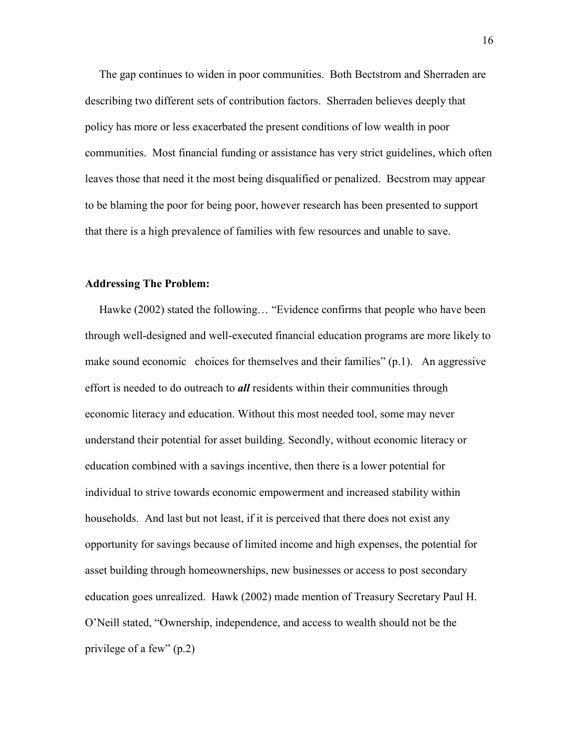The gap continues to widen in poor communities. Both Bectstrom and Sherraden are describing two different sets of contribution factors. Sherraden believes deeply that policy has more or less exacerbated the present conditions of low wealth in poor communities. Most financial funding or assistance has very strict guidelines, which often leaves those that need it the most being disqualified or penalized. Becstrom may appear to be blaming the poor for being poor, however research has been presented to support that there is a high prevalence of families with few resources and unable to save.

**Addressing The Problem:**

Hawke (2002) stated the following… "Evidence confirms that people who have been through well-designed and well-executed financial education programs are more likely to make sound economic choices for themselves and their families" (p.1). An aggressive effort is needed to do outreach to ***all*** residents within their communities through economic literacy and education. Without this most needed tool, some may never understand their potential for asset building. Secondly, without economic literacy or education combined with a savings incentive, then there is a lower potential for individual to strive towards economic empowerment and increased stability within households. And last but not least, if it is perceived that there does not exist any opportunity for savings because of limited income and high expenses, the potential for asset building through homeownerships, new businesses or access to post secondary education goes unrealized. Hawk (2002) made mention of Treasury Secretary Paul H. O'Neill stated, "Ownership, independence, and access to wealth should not be the privilege of a few" (p.2)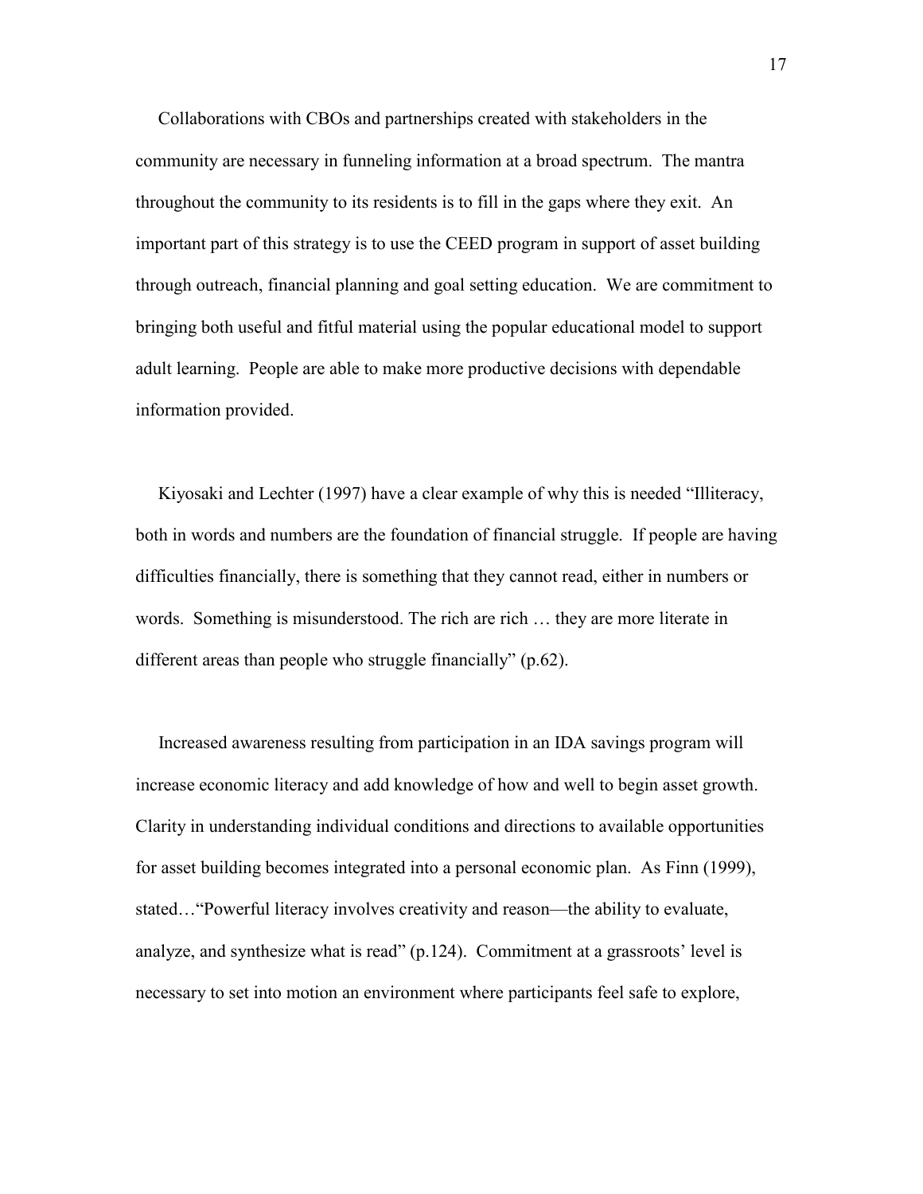Collaborations with CBOs and partnerships created with stakeholders in the community are necessary in funneling information at a broad spectrum. The mantra throughout the community to its residents is to fill in the gaps where they exit. An important part of this strategy is to use the CEED program in support of asset building through outreach, financial planning and goal setting education. We are commitment to bringing both useful and fitful material using the popular educational model to support adult learning. People are able to make more productive decisions with dependable information provided.

Kiyosaki and Lechter (1997) have a clear example of why this is needed "Illiteracy, both in words and numbers are the foundation of financial struggle. If people are having difficulties financially, there is something that they cannot read, either in numbers or words. Something is misunderstood. The rich are rich … they are more literate in different areas than people who struggle financially" (p.62).

Increased awareness resulting from participation in an IDA savings program will increase economic literacy and add knowledge of how and well to begin asset growth. Clarity in understanding individual conditions and directions to available opportunities for asset building becomes integrated into a personal economic plan. As Finn (1999), stated…"Powerful literacy involves creativity and reason—the ability to evaluate, analyze, and synthesize what is read" (p.124). Commitment at a grassroots' level is necessary to set into motion an environment where participants feel safe to explore,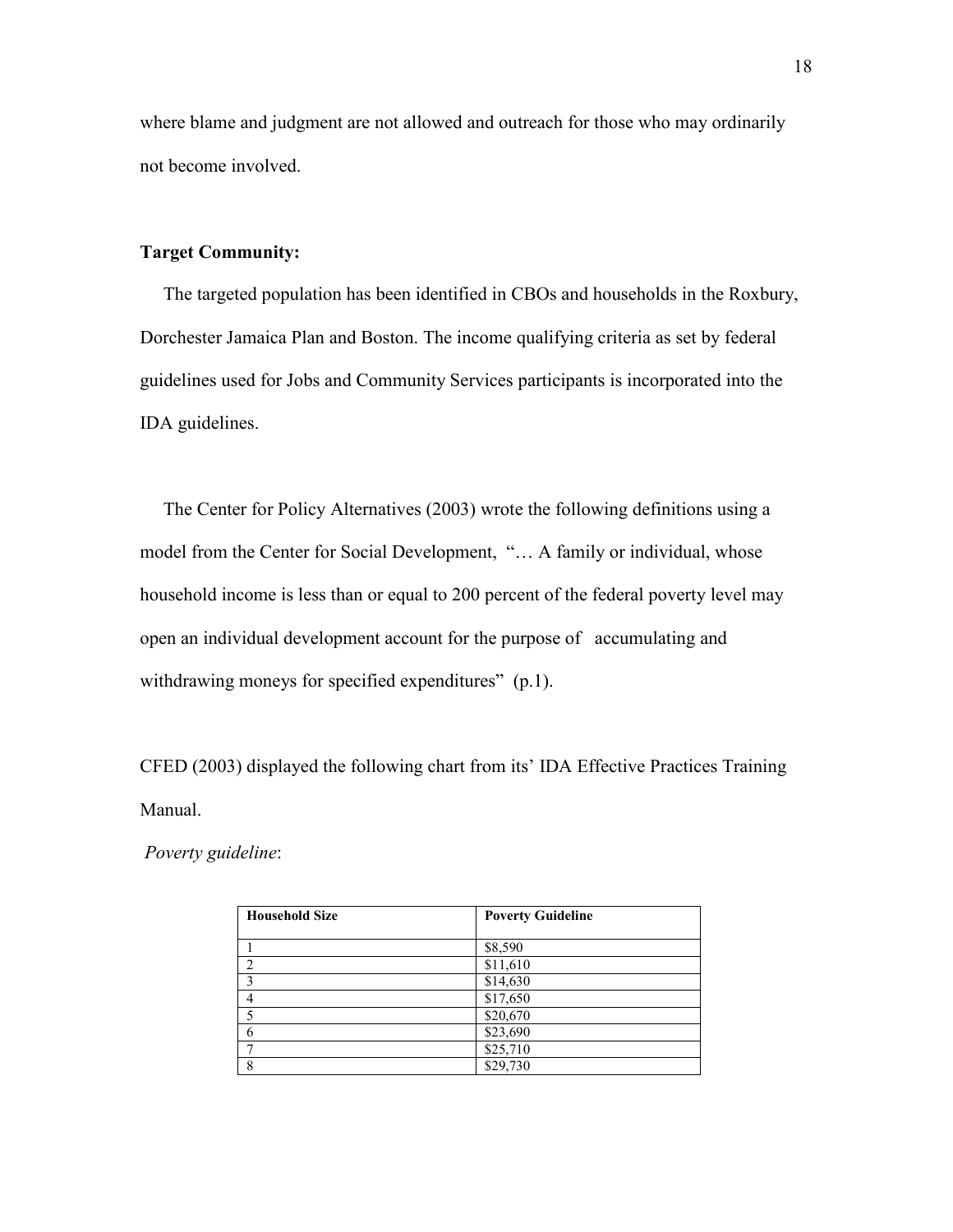where blame and judgment are not allowed and outreach for those who may ordinarily not become involved.

**Target Community:**

The targeted population has been identified in CBOs and households in the Roxbury, Dorchester Jamaica Plan and Boston. The income qualifying criteria as set by federal guidelines used for Jobs and Community Services participants is incorporated into the IDA guidelines.

The Center for Policy Alternatives (2003) wrote the following definitions using a model from the Center for Social Development, "… A family or individual, whose household income is less than or equal to 200 percent of the federal poverty level may open an individual development account for the purpose of accumulating and withdrawing moneys for specified expenditures" (p.1).

CFED (2003) displayed the following chart from its' IDA Effective Practices Training Manual.

*Poverty guideline*:

| Household Size | Poverty Guideline |
|---|---|
| 1 | $8,590 |
| 2 | $11,610 |
| 3 | $14,630 |
| 4 | $17,650 |
| 5 | $20,670 |
| 6 | $23,690 |
| 7 | $25,710 |
| 8 | $29,730 |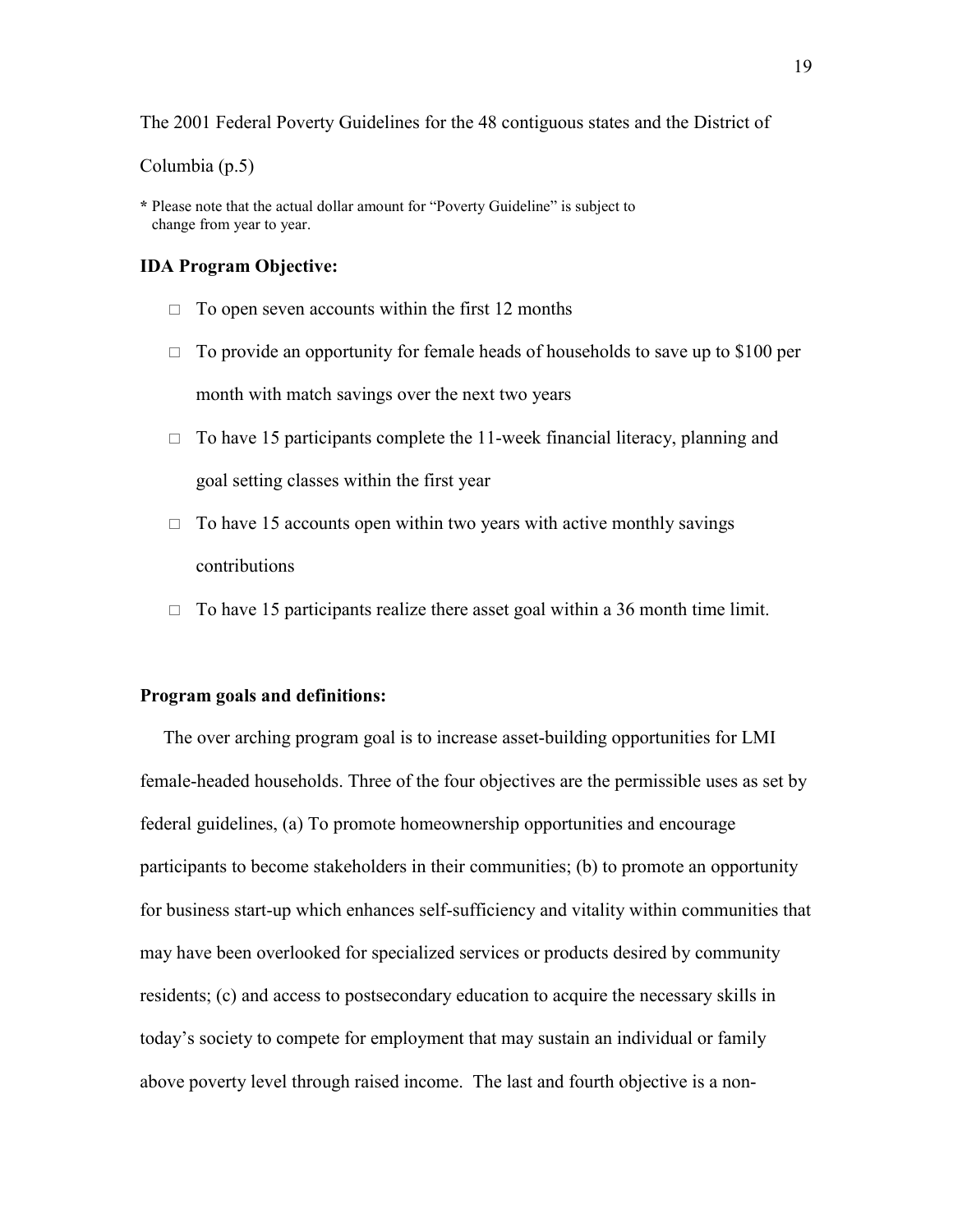The 2001 Federal Poverty Guidelines for the 48 contiguous states and the District of Columbia (p.5)

**\*** Please note that the actual dollar amount for "Poverty Guideline" is subject to change from year to year.

**IDA Program Objective:**

- To open seven accounts within the first 12 months
- To provide an opportunity for female heads of households to save up to $100 per month with match savings over the next two years
- To have 15 participants complete the 11-week financial literacy, planning and goal setting classes within the first year
- To have 15 accounts open within two years with active monthly savings contributions
- To have 15 participants realize there asset goal within a 36 month time limit.

**Program goals and definitions:**

The over arching program goal is to increase asset-building opportunities for LMI female-headed households. Three of the four objectives are the permissible uses as set by federal guidelines, (a) To promote homeownership opportunities and encourage participants to become stakeholders in their communities; (b) to promote an opportunity for business start-up which enhances self-sufficiency and vitality within communities that may have been overlooked for specialized services or products desired by community residents; (c) and access to postsecondary education to acquire the necessary skills in today's society to compete for employment that may sustain an individual or family above poverty level through raised income. The last and fourth objective is a non-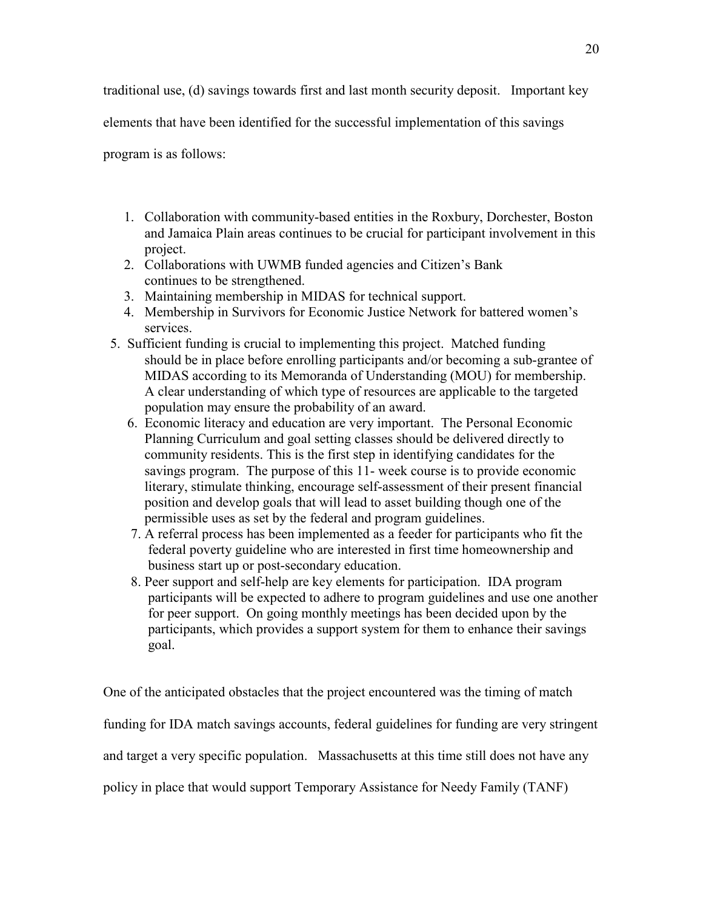traditional use, (d) savings towards first and last month security deposit. Important key elements that have been identified for the successful implementation of this savings program is as follows:

1. Collaboration with community-based entities in the Roxbury, Dorchester, Boston and Jamaica Plain areas continues to be crucial for participant involvement in this project.
2. Collaborations with UWMB funded agencies and Citizen's Bank continues to be strengthened.
3. Maintaining membership in MIDAS for technical support.
4. Membership in Survivors for Economic Justice Network for battered women's services.
5. Sufficient funding is crucial to implementing this project. Matched funding should be in place before enrolling participants and/or becoming a sub-grantee of MIDAS according to its Memoranda of Understanding (MOU) for membership. A clear understanding of which type of resources are applicable to the targeted population may ensure the probability of an award.
6. Economic literacy and education are very important. The Personal Economic Planning Curriculum and goal setting classes should be delivered directly to community residents. This is the first step in identifying candidates for the savings program. The purpose of this 11- week course is to provide economic literary, stimulate thinking, encourage self-assessment of their present financial position and develop goals that will lead to asset building though one of the permissible uses as set by the federal and program guidelines.
7. A referral process has been implemented as a feeder for participants who fit the federal poverty guideline who are interested in first time homeownership and business start up or post-secondary education.
8. Peer support and self-help are key elements for participation. IDA program participants will be expected to adhere to program guidelines and use one another for peer support. On going monthly meetings has been decided upon by the participants, which provides a support system for them to enhance their savings goal.

One of the anticipated obstacles that the project encountered was the timing of match funding for IDA match savings accounts, federal guidelines for funding are very stringent and target a very specific population. Massachusetts at this time still does not have any policy in place that would support Temporary Assistance for Needy Family (TANF)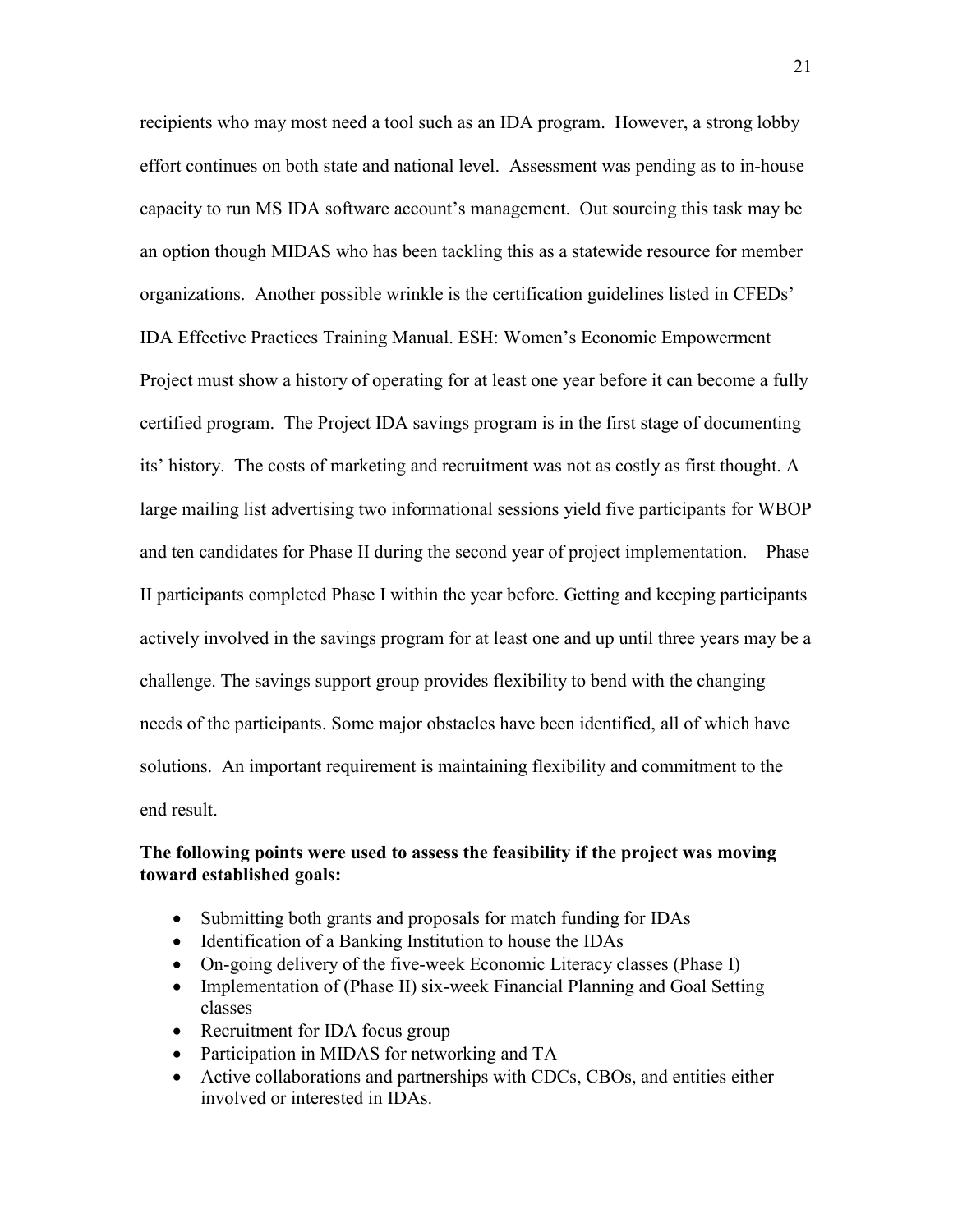recipients who may most need a tool such as an IDA program. However, a strong lobby effort continues on both state and national level. Assessment was pending as to in-house capacity to run MS IDA software account's management. Out sourcing this task may be an option though MIDAS who has been tackling this as a statewide resource for member organizations. Another possible wrinkle is the certification guidelines listed in CFEDs' IDA Effective Practices Training Manual. ESH: Women's Economic Empowerment Project must show a history of operating for at least one year before it can become a fully certified program. The Project IDA savings program is in the first stage of documenting its' history. The costs of marketing and recruitment was not as costly as first thought. A large mailing list advertising two informational sessions yield five participants for WBOP and ten candidates for Phase II during the second year of project implementation. Phase II participants completed Phase I within the year before. Getting and keeping participants actively involved in the savings program for at least one and up until three years may be a challenge. The savings support group provides flexibility to bend with the changing needs of the participants. Some major obstacles have been identified, all of which have solutions. An important requirement is maintaining flexibility and commitment to the end result.

**The following points were used to assess the feasibility if the project was moving toward established goals:**

- Submitting both grants and proposals for match funding for IDAs
- Identification of a Banking Institution to house the IDAs
- On-going delivery of the five-week Economic Literacy classes (Phase I)
- Implementation of (Phase II) six-week Financial Planning and Goal Setting classes
- Recruitment for IDA focus group
- Participation in MIDAS for networking and TA
- Active collaborations and partnerships with CDCs, CBOs, and entities either involved or interested in IDAs.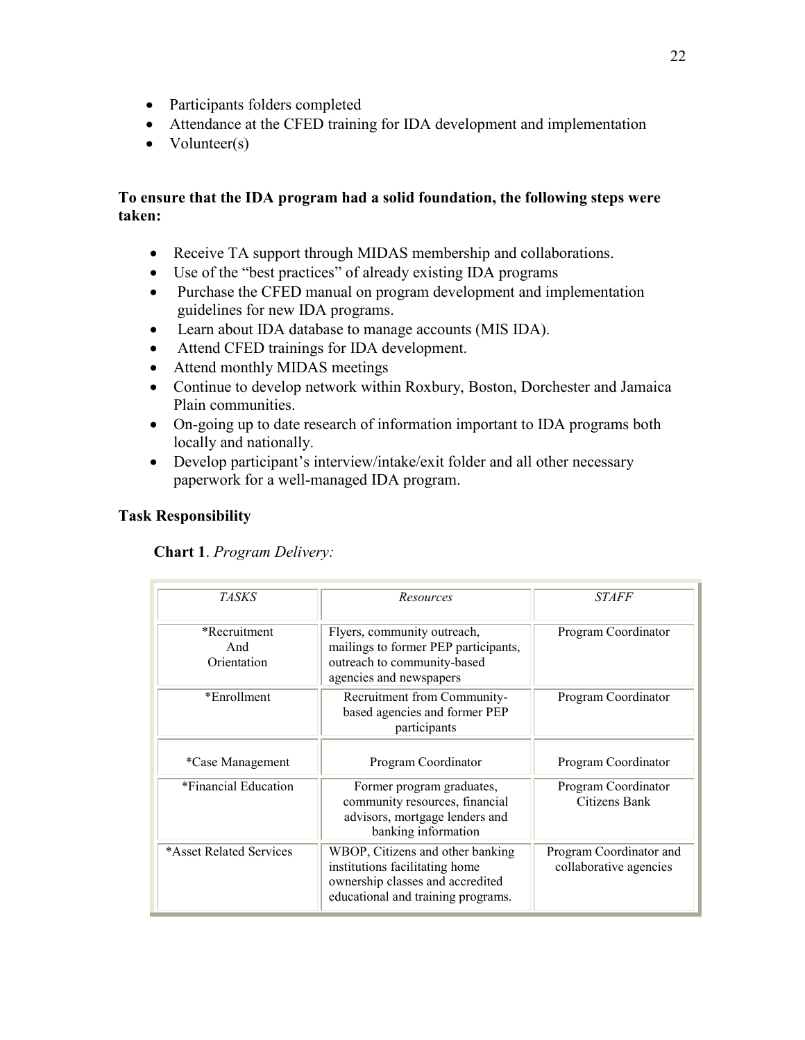- Participants folders completed
- Attendance at the CFED training for IDA development and implementation
- Volunteer(s)

**To ensure that the IDA program had a solid foundation, the following steps were taken:**

- Receive TA support through MIDAS membership and collaborations.
- Use of the "best practices" of already existing IDA programs
- Purchase the CFED manual on program development and implementation guidelines for new IDA programs.
- Learn about IDA database to manage accounts (MIS IDA).
- Attend CFED trainings for IDA development.
- Attend monthly MIDAS meetings
- Continue to develop network within Roxbury, Boston, Dorchester and Jamaica Plain communities.
- On-going up to date research of information important to IDA programs both locally and nationally.
- Develop participant's interview/intake/exit folder and all other necessary paperwork for a well-managed IDA program.

**Task Responsibility**

**Chart 1**. *Program Delivery:*

| *TASKS* | *Resources* | *STAFF* |
|---|---|---|
| *Recruitment And Orientation | Flyers, community outreach, mailings to former PEP participants, outreach to community-based agencies and newspapers | Program Coordinator |
| *Enrollment | Recruitment from Community-based agencies and former PEP participants | Program Coordinator |
| *Case Management | Program Coordinator | Program Coordinator |
| *Financial Education | Former program graduates, community resources, financial advisors, mortgage lenders and banking information | Program Coordinator Citizens Bank |
| *Asset Related Services | WBOP, Citizens and other banking institutions facilitating home ownership classes and accredited educational and training programs. | Program Coordinator and collaborative agencies |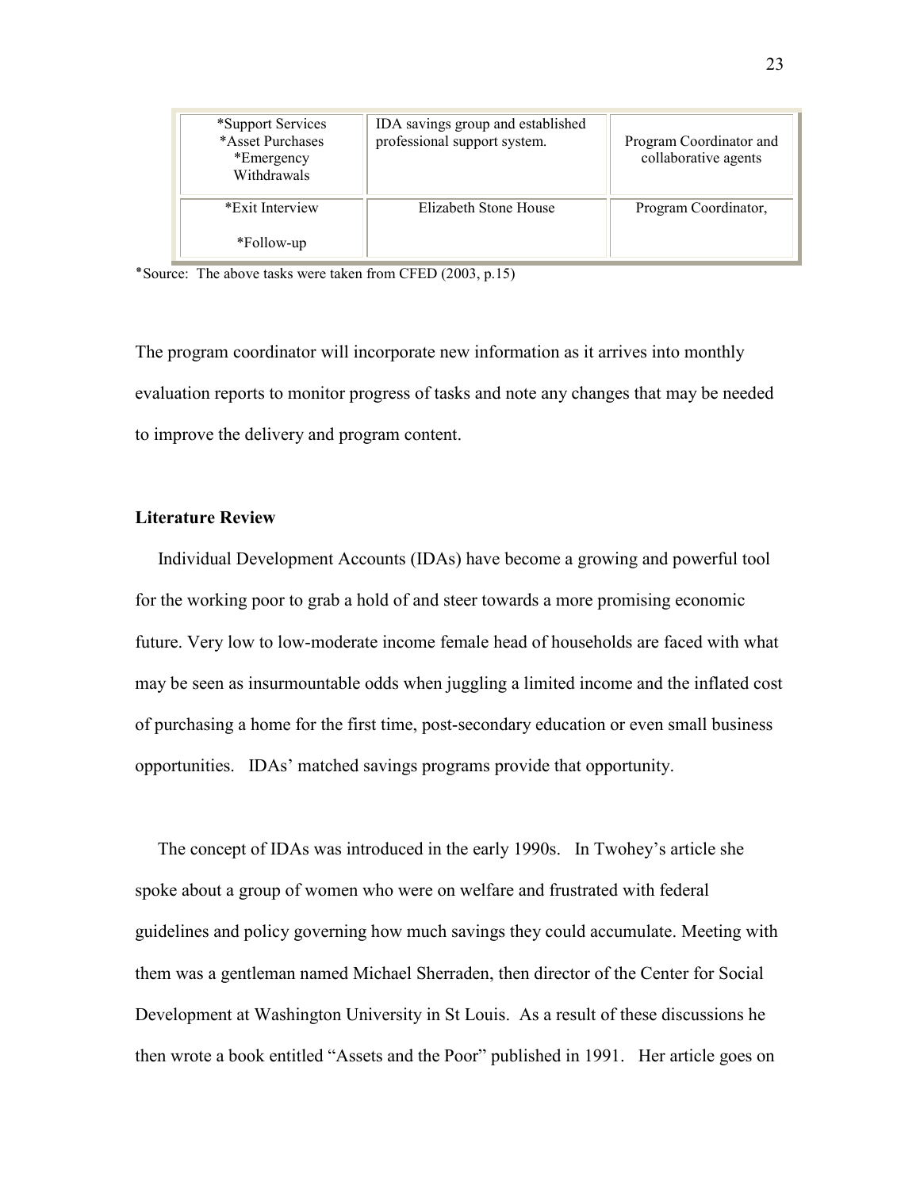| *Support Services<br>*Asset Purchases<br>*Emergency Withdrawals | IDA savings group and established professional support system. | Program Coordinator and collaborative agents |
|---|---|---|
| *Exit Interview<br><br>*Follow-up | Elizabeth Stone House | Program Coordinator, |

*Source: The above tasks were taken from CFED (2003, p.15)

The program coordinator will incorporate new information as it arrives into monthly evaluation reports to monitor progress of tasks and note any changes that may be needed to improve the delivery and program content.

**Literature Review**

Individual Development Accounts (IDAs) have become a growing and powerful tool for the working poor to grab a hold of and steer towards a more promising economic future. Very low to low-moderate income female head of households are faced with what may be seen as insurmountable odds when juggling a limited income and the inflated cost of purchasing a home for the first time, post-secondary education or even small business opportunities. IDAs' matched savings programs provide that opportunity.

The concept of IDAs was introduced in the early 1990s. In Twohey's article she spoke about a group of women who were on welfare and frustrated with federal guidelines and policy governing how much savings they could accumulate. Meeting with them was a gentleman named Michael Sherraden, then director of the Center for Social Development at Washington University in St Louis. As a result of these discussions he then wrote a book entitled "Assets and the Poor" published in 1991. Her article goes on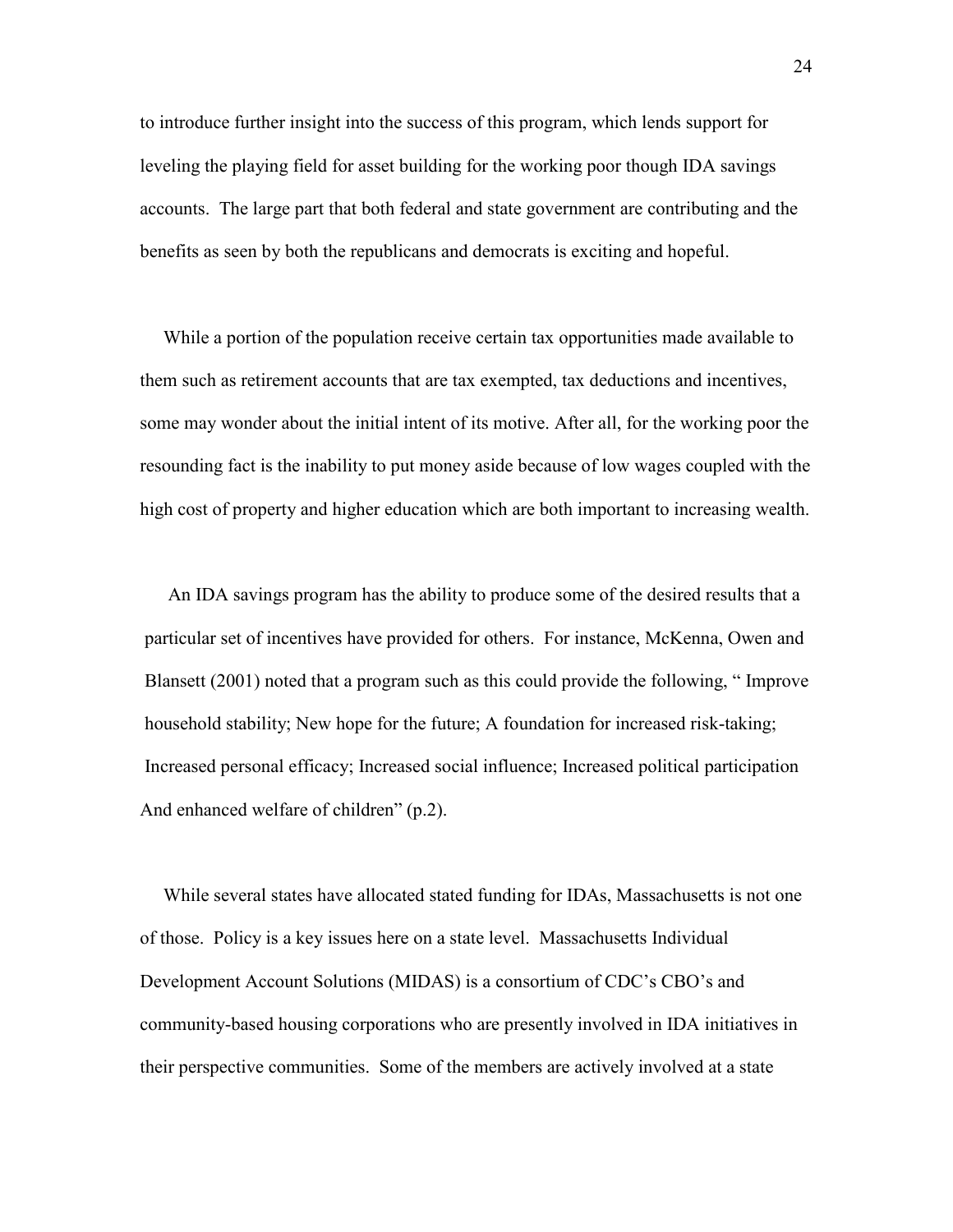to introduce further insight into the success of this program, which lends support for leveling the playing field for asset building for the working poor though IDA savings accounts. The large part that both federal and state government are contributing and the benefits as seen by both the republicans and democrats is exciting and hopeful.

While a portion of the population receive certain tax opportunities made available to them such as retirement accounts that are tax exempted, tax deductions and incentives, some may wonder about the initial intent of its motive. After all, for the working poor the resounding fact is the inability to put money aside because of low wages coupled with the high cost of property and higher education which are both important to increasing wealth.

An IDA savings program has the ability to produce some of the desired results that a particular set of incentives have provided for others. For instance, McKenna, Owen and Blansett (2001) noted that a program such as this could provide the following, " Improve household stability; New hope for the future; A foundation for increased risk-taking; Increased personal efficacy; Increased social influence; Increased political participation And enhanced welfare of children" (p.2).

While several states have allocated stated funding for IDAs, Massachusetts is not one of those. Policy is a key issues here on a state level. Massachusetts Individual Development Account Solutions (MIDAS) is a consortium of CDC's CBO's and community-based housing corporations who are presently involved in IDA initiatives in their perspective communities. Some of the members are actively involved at a state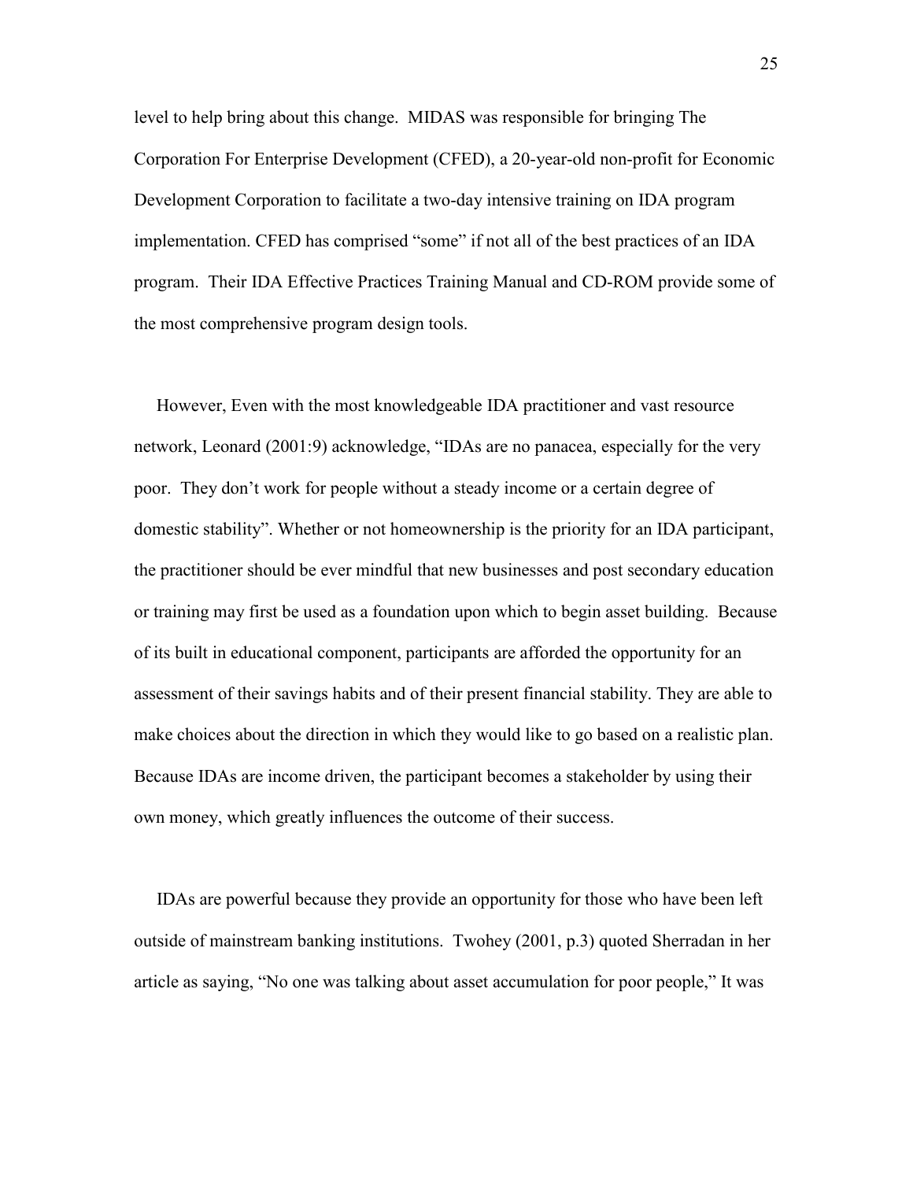level to help bring about this change. MIDAS was responsible for bringing The Corporation For Enterprise Development (CFED), a 20-year-old non-profit for Economic Development Corporation to facilitate a two-day intensive training on IDA program implementation. CFED has comprised "some" if not all of the best practices of an IDA program. Their IDA Effective Practices Training Manual and CD-ROM provide some of the most comprehensive program design tools.

However, Even with the most knowledgeable IDA practitioner and vast resource network, Leonard (2001:9) acknowledge, "IDAs are no panacea, especially for the very poor. They don't work for people without a steady income or a certain degree of domestic stability". Whether or not homeownership is the priority for an IDA participant, the practitioner should be ever mindful that new businesses and post secondary education or training may first be used as a foundation upon which to begin asset building. Because of its built in educational component, participants are afforded the opportunity for an assessment of their savings habits and of their present financial stability. They are able to make choices about the direction in which they would like to go based on a realistic plan. Because IDAs are income driven, the participant becomes a stakeholder by using their own money, which greatly influences the outcome of their success.

IDAs are powerful because they provide an opportunity for those who have been left outside of mainstream banking institutions. Twohey (2001, p.3) quoted Sherradan in her article as saying, "No one was talking about asset accumulation for poor people," It was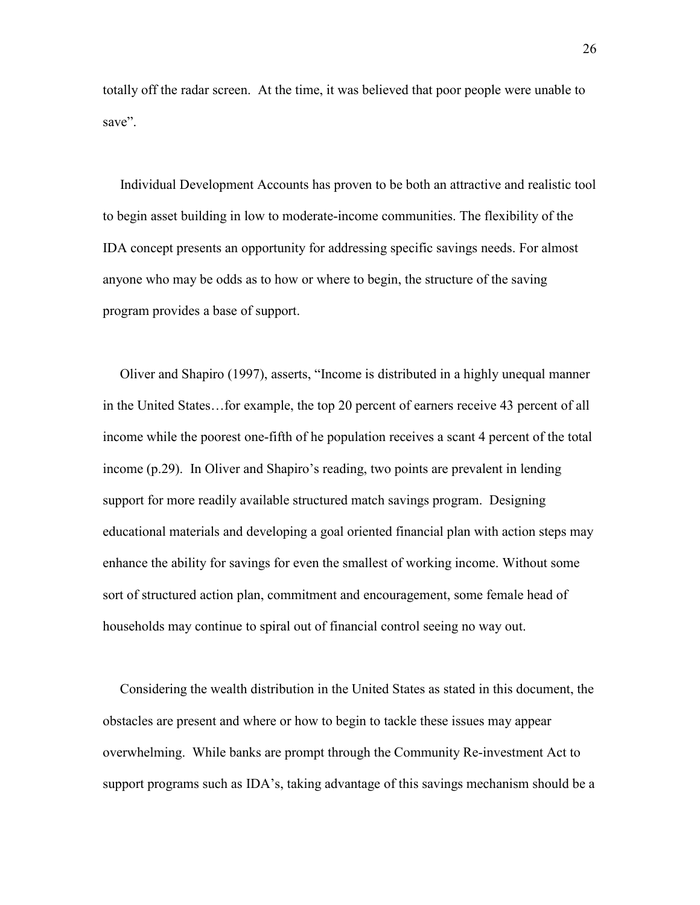totally off the radar screen. At the time, it was believed that poor people were unable to save".

Individual Development Accounts has proven to be both an attractive and realistic tool to begin asset building in low to moderate-income communities. The flexibility of the IDA concept presents an opportunity for addressing specific savings needs. For almost anyone who may be odds as to how or where to begin, the structure of the saving program provides a base of support.

Oliver and Shapiro (1997), asserts, "Income is distributed in a highly unequal manner in the United States…for example, the top 20 percent of earners receive 43 percent of all income while the poorest one-fifth of he population receives a scant 4 percent of the total income (p.29). In Oliver and Shapiro's reading, two points are prevalent in lending support for more readily available structured match savings program. Designing educational materials and developing a goal oriented financial plan with action steps may enhance the ability for savings for even the smallest of working income. Without some sort of structured action plan, commitment and encouragement, some female head of households may continue to spiral out of financial control seeing no way out.

Considering the wealth distribution in the United States as stated in this document, the obstacles are present and where or how to begin to tackle these issues may appear overwhelming. While banks are prompt through the Community Re-investment Act to support programs such as IDA's, taking advantage of this savings mechanism should be a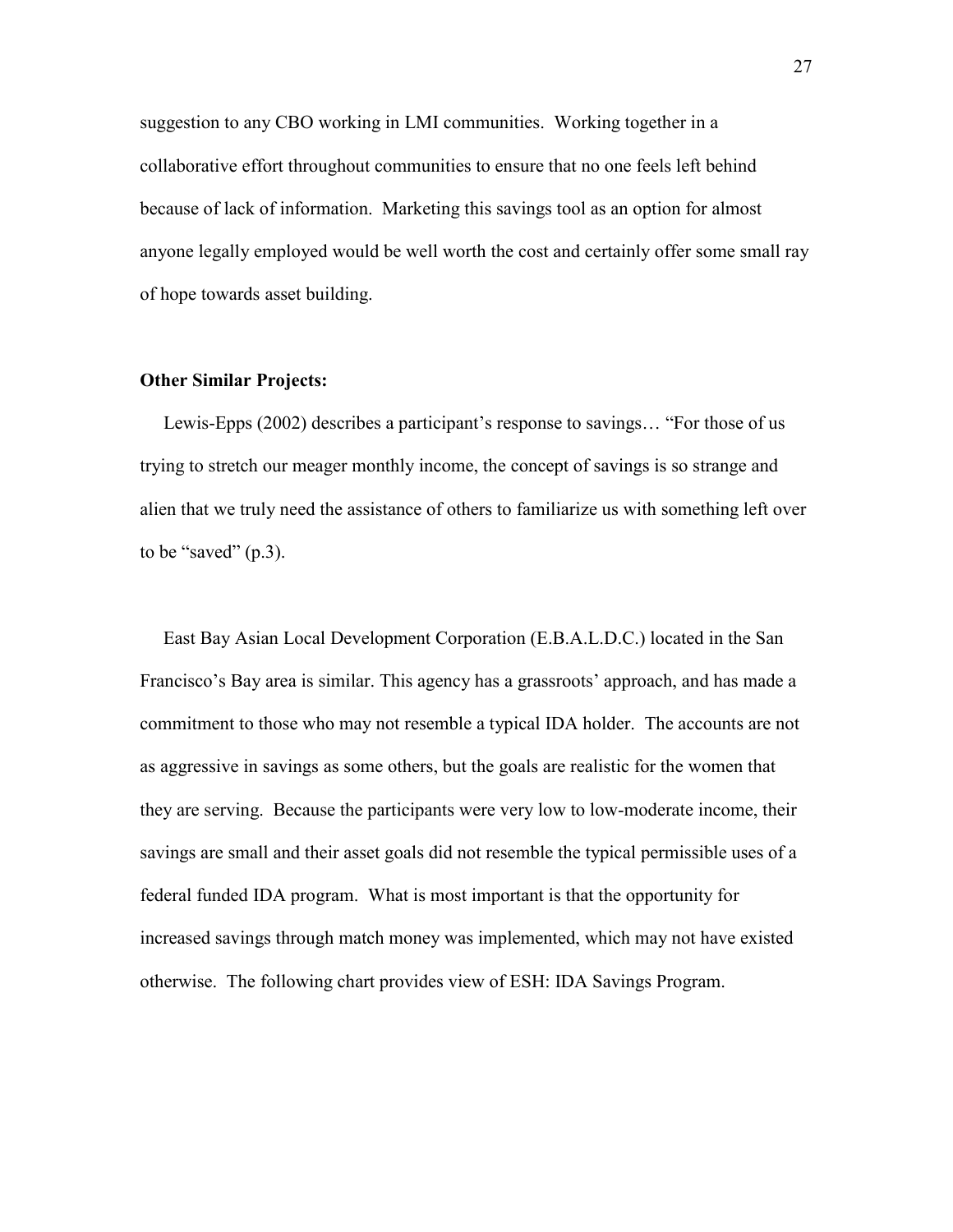suggestion to any CBO working in LMI communities. Working together in a collaborative effort throughout communities to ensure that no one feels left behind because of lack of information. Marketing this savings tool as an option for almost anyone legally employed would be well worth the cost and certainly offer some small ray of hope towards asset building.

**Other Similar Projects:**

Lewis-Epps (2002) describes a participant's response to savings… "For those of us trying to stretch our meager monthly income, the concept of savings is so strange and alien that we truly need the assistance of others to familiarize us with something left over to be "saved" (p.3).

East Bay Asian Local Development Corporation (E.B.A.L.D.C.) located in the San Francisco's Bay area is similar. This agency has a grassroots' approach, and has made a commitment to those who may not resemble a typical IDA holder. The accounts are not as aggressive in savings as some others, but the goals are realistic for the women that they are serving. Because the participants were very low to low-moderate income, their savings are small and their asset goals did not resemble the typical permissible uses of a federal funded IDA program. What is most important is that the opportunity for increased savings through match money was implemented, which may not have existed otherwise. The following chart provides view of ESH: IDA Savings Program.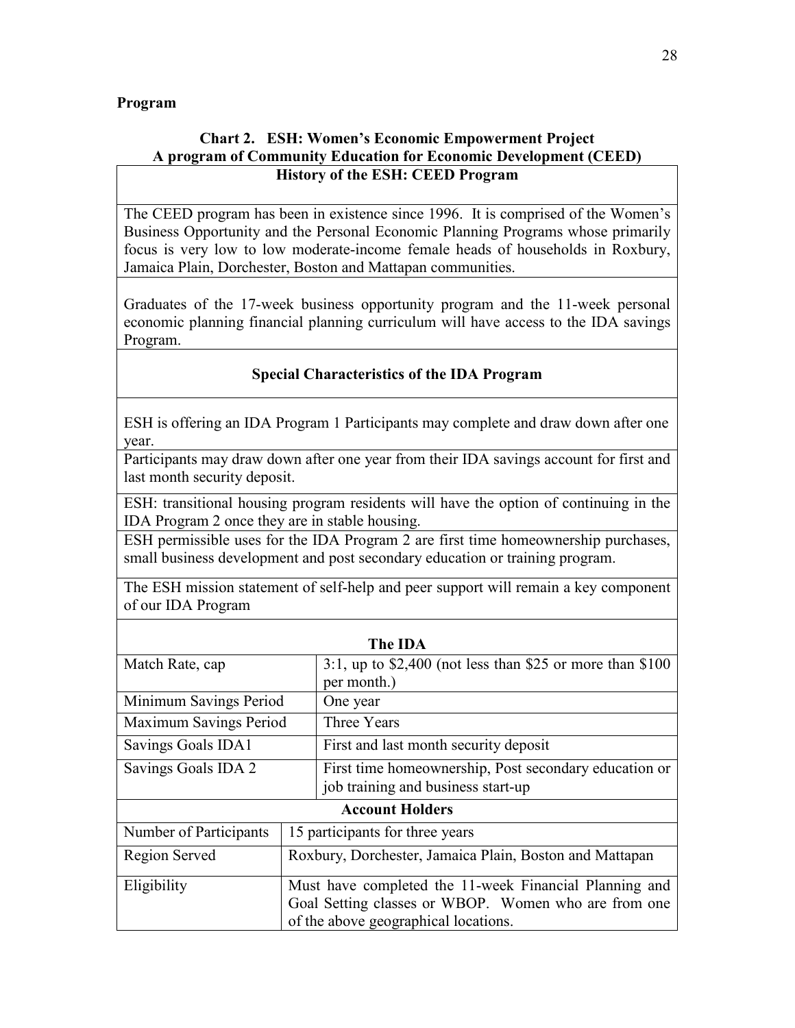**Program**

### Chart 2. ESH: Women's Economic Empowerment Project
### A program of Community Education for Economic Development (CEED)

**History of the ESH: CEED Program**

The CEED program has been in existence since 1996. It is comprised of the Women's Business Opportunity and the Personal Economic Planning Programs whose primarily focus is very low to low moderate-income female heads of households in Roxbury, Jamaica Plain, Dorchester, Boston and Mattapan communities.

Graduates of the 17-week business opportunity program and the 11-week personal economic planning financial planning curriculum will have access to the IDA savings Program.

**Special Characteristics of the IDA Program**

ESH is offering an IDA Program 1 Participants may complete and draw down after one year.

Participants may draw down after one year from their IDA savings account for first and last month security deposit.

ESH: transitional housing program residents will have the option of continuing in the IDA Program 2 once they are in stable housing.

ESH permissible uses for the IDA Program 2 are first time homeownership purchases, small business development and post secondary education or training program.

The ESH mission statement of self-help and peer support will remain a key component of our IDA Program

**The IDA**

| | |
|---|---|
| Match Rate, cap | 3:1, up to $2,400 (not less than $25 or more than $100 per month.) |
| Minimum Savings Period | One year |
| Maximum Savings Period | Three Years |
| Savings Goals IDA1 | First and last month security deposit |
| Savings Goals IDA 2 | First time homeownership, Post secondary education or job training and business start-up |

**Account Holders**

| | |
|---|---|
| Number of Participants | 15 participants for three years |
| Region Served | Roxbury, Dorchester, Jamaica Plain, Boston and Mattapan |
| Eligibility | Must have completed the 11-week Financial Planning and Goal Setting classes or WBOP. Women who are from one of the above geographical locations. |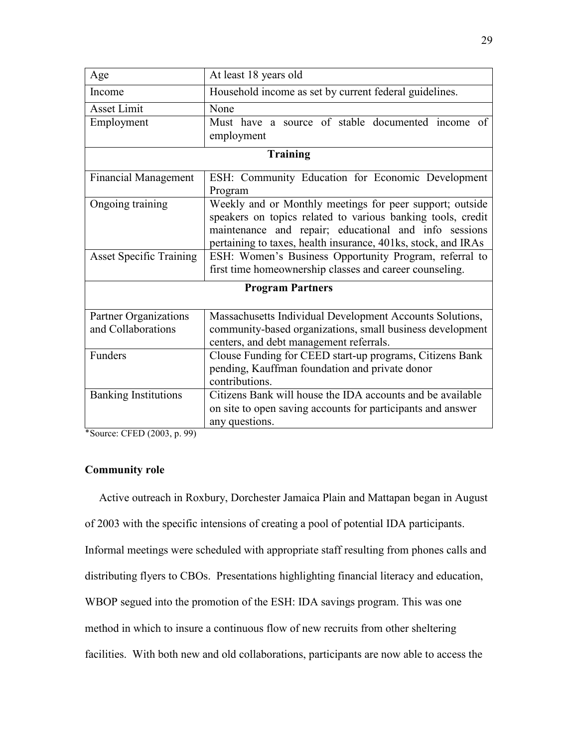| Age | At least 18 years old |
|---|---|
| Income | Household income as set by current federal guidelines. |
| Asset Limit | None |
| Employment | Must have a source of stable documented income of employment |
| **Training** | |
| Financial Management | ESH: Community Education for Economic Development Program |
| Ongoing training | Weekly and or Monthly meetings for peer support; outside speakers on topics related to various banking tools, credit maintenance and repair; educational and info sessions pertaining to taxes, health insurance, 401ks, stock, and IRAs |
| Asset Specific Training | ESH: Women's Business Opportunity Program, referral to first time homeownership classes and career counseling. |
| **Program Partners** | |
| Partner Organizations and Collaborations | Massachusetts Individual Development Accounts Solutions, community-based organizations, small business development centers, and debt management referrals. |
| Funders | Clouse Funding for CEED start-up programs, Citizens Bank pending, Kauffman foundation and private donor contributions. |
| Banking Institutions | Citizens Bank will house the IDA accounts and be available on site to open saving accounts for participants and answer any questions. |

*Source: CFED (2003, p. 99)

**Community role**

Active outreach in Roxbury, Dorchester Jamaica Plain and Mattapan began in August of 2003 with the specific intensions of creating a pool of potential IDA participants. Informal meetings were scheduled with appropriate staff resulting from phones calls and distributing flyers to CBOs. Presentations highlighting financial literacy and education, WBOP segued into the promotion of the ESH: IDA savings program. This was one method in which to insure a continuous flow of new recruits from other sheltering facilities. With both new and old collaborations, participants are now able to access the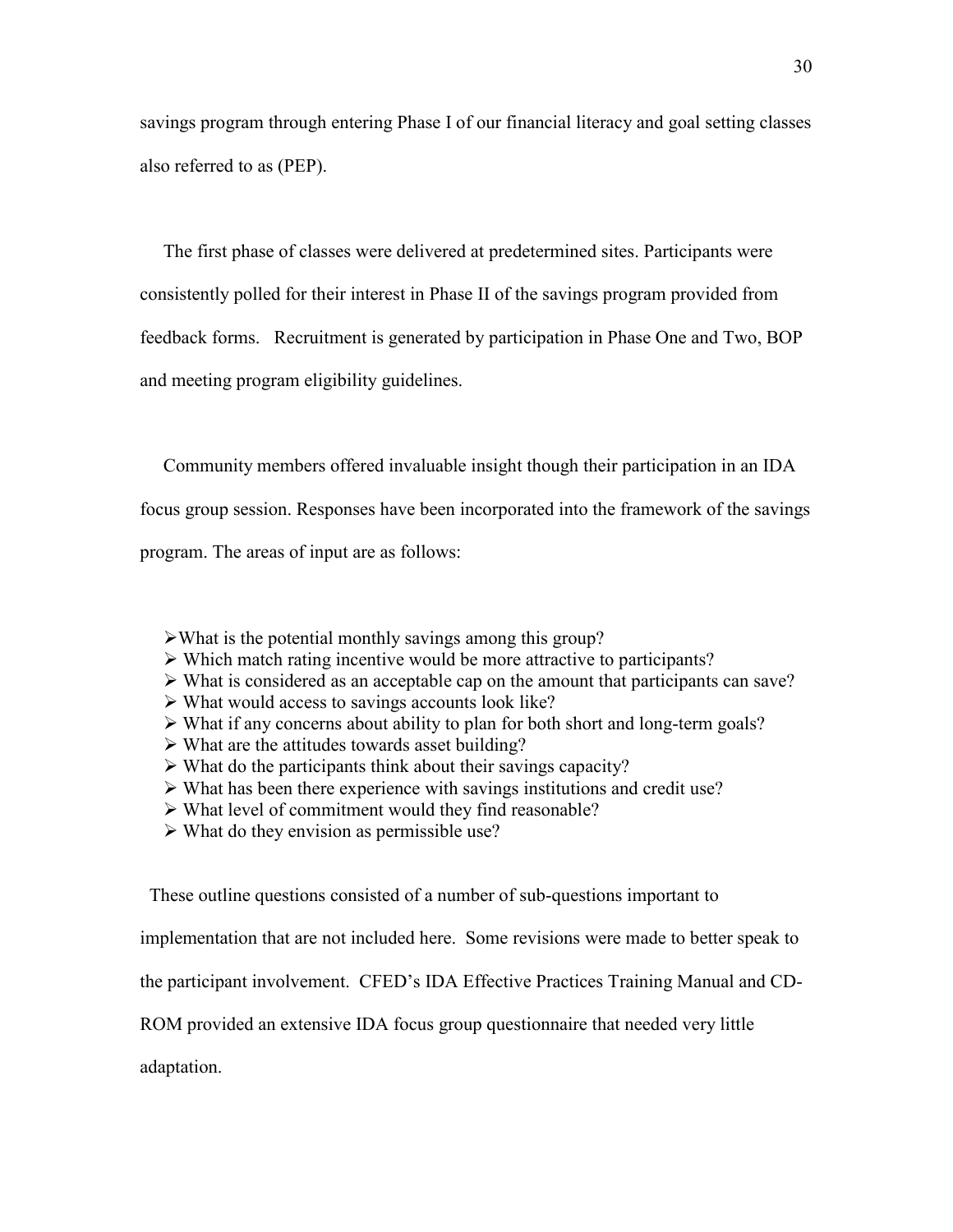savings program through entering Phase I of our financial literacy and goal setting classes also referred to as (PEP).

The first phase of classes were delivered at predetermined sites. Participants were consistently polled for their interest in Phase II of the savings program provided from feedback forms. Recruitment is generated by participation in Phase One and Two, BOP and meeting program eligibility guidelines.

Community members offered invaluable insight though their participation in an IDA focus group session. Responses have been incorporated into the framework of the savings program. The areas of input are as follows:

- What is the potential monthly savings among this group?
- Which match rating incentive would be more attractive to participants?
- What is considered as an acceptable cap on the amount that participants can save?
- What would access to savings accounts look like?
- What if any concerns about ability to plan for both short and long-term goals?
- What are the attitudes towards asset building?
- What do the participants think about their savings capacity?
- What has been there experience with savings institutions and credit use?
- What level of commitment would they find reasonable?
- What do they envision as permissible use?

These outline questions consisted of a number of sub-questions important to implementation that are not included here. Some revisions were made to better speak to the participant involvement. CFED's IDA Effective Practices Training Manual and CD-ROM provided an extensive IDA focus group questionnaire that needed very little adaptation.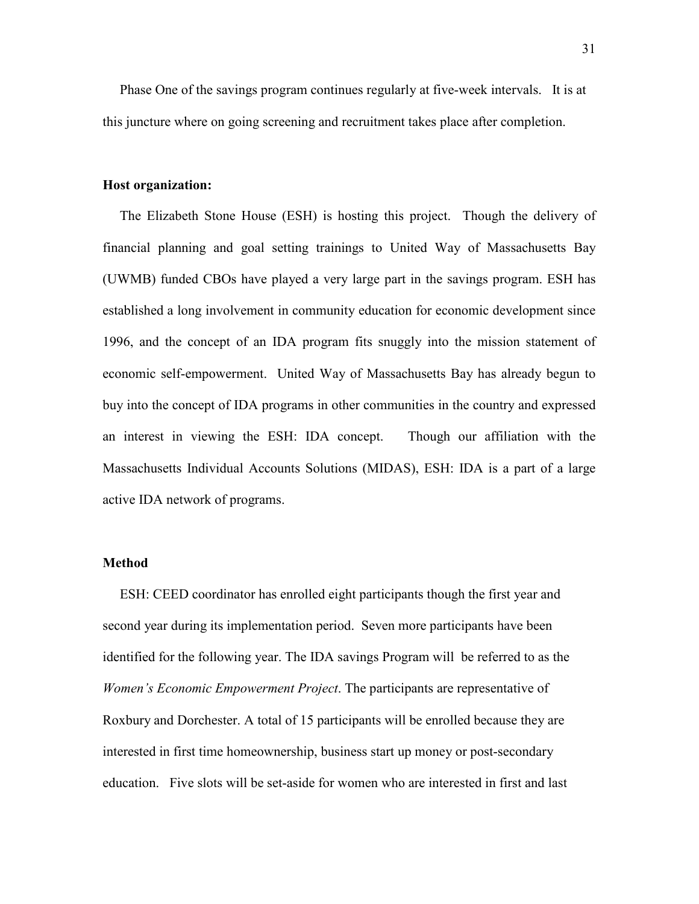Phase One of the savings program continues regularly at five-week intervals. It is at this juncture where on going screening and recruitment takes place after completion.

**Host organization:**

The Elizabeth Stone House (ESH) is hosting this project. Though the delivery of financial planning and goal setting trainings to United Way of Massachusetts Bay (UWMB) funded CBOs have played a very large part in the savings program. ESH has established a long involvement in community education for economic development since 1996, and the concept of an IDA program fits snuggly into the mission statement of economic self-empowerment. United Way of Massachusetts Bay has already begun to buy into the concept of IDA programs in other communities in the country and expressed an interest in viewing the ESH: IDA concept. Though our affiliation with the Massachusetts Individual Accounts Solutions (MIDAS), ESH: IDA is a part of a large active IDA network of programs.

**Method**

ESH: CEED coordinator has enrolled eight participants though the first year and second year during its implementation period. Seven more participants have been identified for the following year. The IDA savings Program will be referred to as the *Women's Economic Empowerment Project*. The participants are representative of Roxbury and Dorchester. A total of 15 participants will be enrolled because they are interested in first time homeownership, business start up money or post-secondary education. Five slots will be set-aside for women who are interested in first and last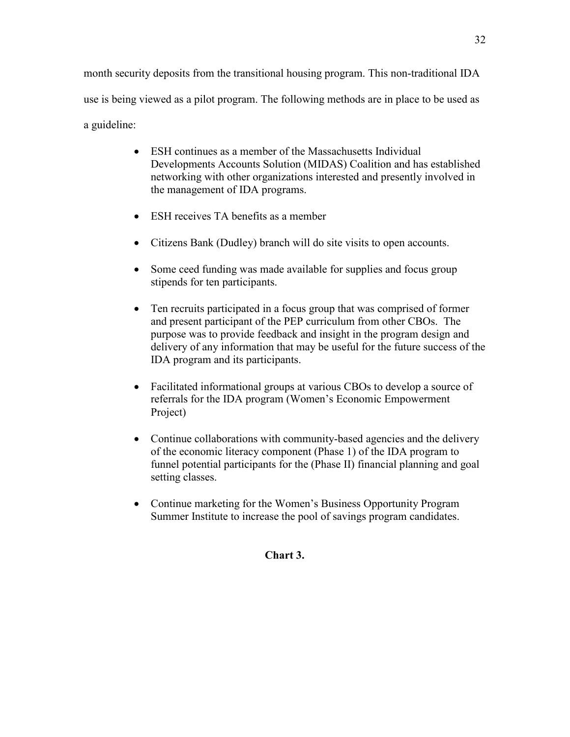month security deposits from the transitional housing program. This non-traditional IDA use is being viewed as a pilot program. The following methods are in place to be used as a guideline:

- ESH continues as a member of the Massachusetts Individual Developments Accounts Solution (MIDAS) Coalition and has established networking with other organizations interested and presently involved in the management of IDA programs.
- ESH receives TA benefits as a member
- Citizens Bank (Dudley) branch will do site visits to open accounts.
- Some ceed funding was made available for supplies and focus group stipends for ten participants.
- Ten recruits participated in a focus group that was comprised of former and present participant of the PEP curriculum from other CBOs. The purpose was to provide feedback and insight in the program design and delivery of any information that may be useful for the future success of the IDA program and its participants.
- Facilitated informational groups at various CBOs to develop a source of referrals for the IDA program (Women's Economic Empowerment Project)
- Continue collaborations with community-based agencies and the delivery of the economic literacy component (Phase 1) of the IDA program to funnel potential participants for the (Phase II) financial planning and goal setting classes.
- Continue marketing for the Women's Business Opportunity Program Summer Institute to increase the pool of savings program candidates.

**Chart 3.**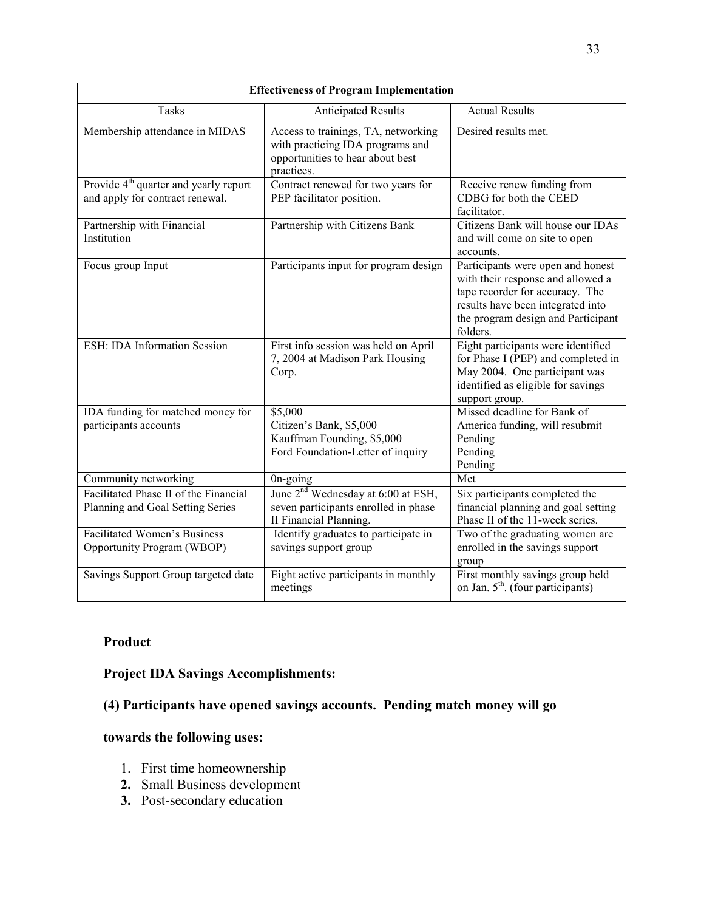| Effectiveness of Program Implementation | | |
|---|---|---|
| Tasks | Anticipated Results | Actual Results |
| Membership attendance in MIDAS | Access to trainings, TA, networking with practicing IDA programs and opportunities to hear about best practices. | Desired results met. |
| Provide 4th quarter and yearly report and apply for contract renewal. | Contract renewed for two years for PEP facilitator position. | Receive renew funding from CDBG for both the CEED facilitator. |
| Partnership with Financial Institution | Partnership with Citizens Bank | Citizens Bank will house our IDAs and will come on site to open accounts. |
| Focus group Input | Participants input for program design | Participants were open and honest with their response and allowed a tape recorder for accuracy. The results have been integrated into the program design and Participant folders. |
| ESH: IDA Information Session | First info session was held on April 7, 2004 at Madison Park Housing Corp. | Eight participants were identified for Phase I (PEP) and completed in May 2004. One participant was identified as eligible for savings support group. |
| IDA funding for matched money for participants accounts | $5,000<br>Citizen's Bank, $5,000<br>Kauffman Founding, $5,000<br>Ford Foundation-Letter of inquiry | Missed deadline for Bank of America funding, will resubmit<br>Pending<br>Pending<br>Pending |
| Community networking | 0n-going | Met |
| Facilitated Phase II of the Financial Planning and Goal Setting Series | June 2nd Wednesday at 6:00 at ESH, seven participants enrolled in phase II Financial Planning. | Six participants completed the financial planning and goal setting Phase II of the 11-week series. |
| Facilitated Women's Business Opportunity Program (WBOP) | Identify graduates to participate in savings support group | Two of the graduating women are enrolled in the savings support group |
| Savings Support Group targeted date | Eight active participants in monthly meetings | First monthly savings group held on Jan. 5th. (four participants) |

**Product**

**Project IDA Savings Accomplishments:**

**(4) Participants have opened savings accounts. Pending match money will go towards the following uses:**

1. First time homeownership
2. Small Business development
3. Post-secondary education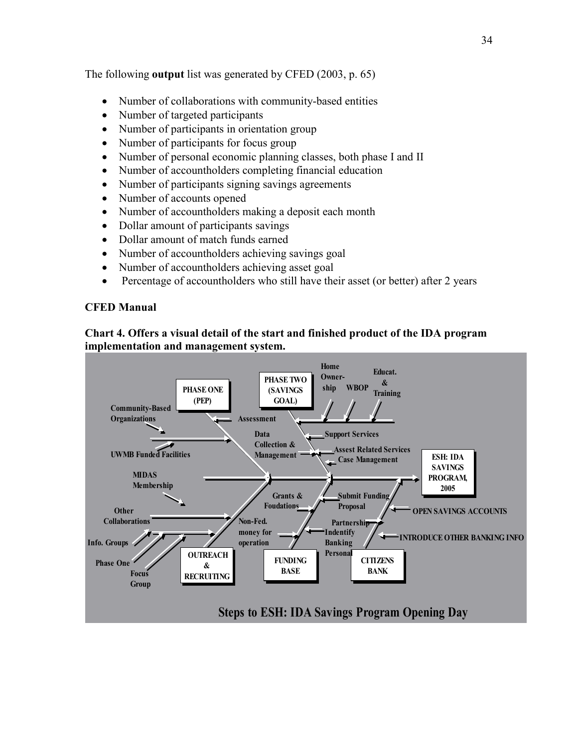The following **output** list was generated by CFED (2003, p. 65)

- Number of collaborations with community-based entities
- Number of targeted participants
- Number of participants in orientation group
- Number of participants for focus group
- Number of personal economic planning classes, both phase I and II
- Number of accountholders completing financial education
- Number of participants signing savings agreements
- Number of accounts opened
- Number of accountholders making a deposit each month
- Dollar amount of participants savings
- Dollar amount of match funds earned
- Number of accountholders achieving savings goal
- Number of accountholders achieving asset goal
- Percentage of accountholders who still have their asset (or better) after 2 years

**CFED Manual**

**Chart 4. Offers a visual detail of the start and finished product of the IDA program implementation and management system.**

Steps to ESH: IDA Savings Program Opening Day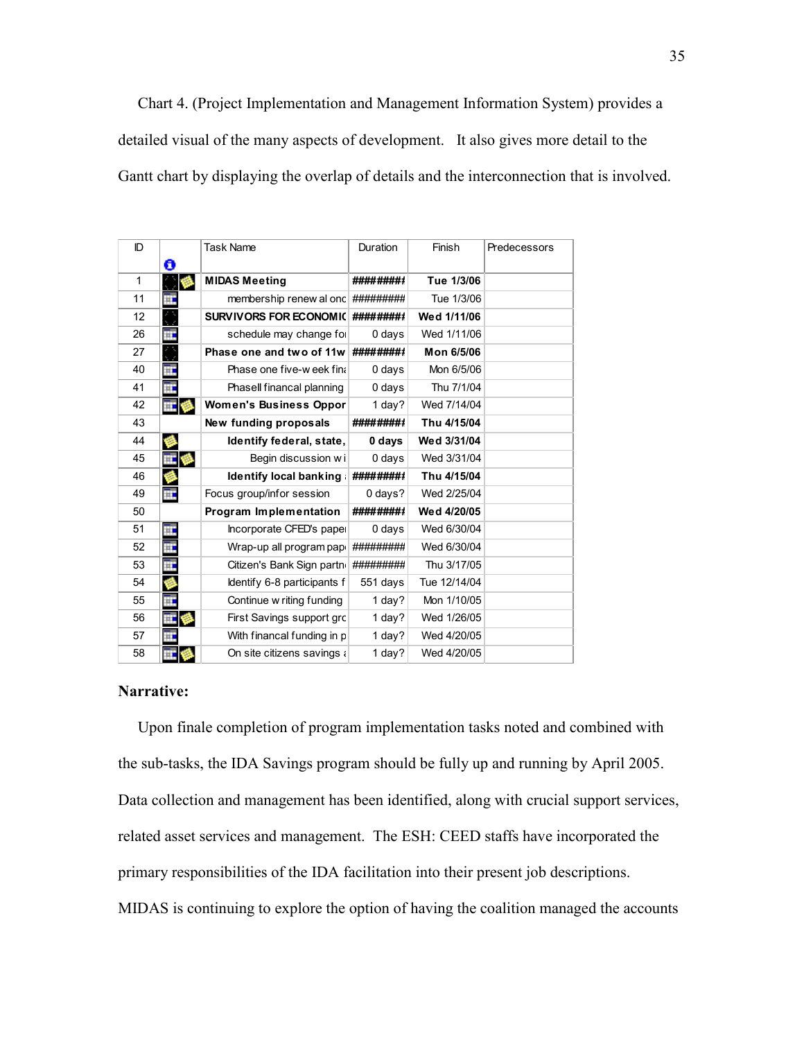Chart 4. (Project Implementation and Management Information System) provides a detailed visual of the many aspects of development. It also gives more detail to the Gantt chart by displaying the overlap of details and the interconnection that is involved.

| ID | | Task Name | Duration | Finish | Predecessors |
|---|---|---|---|---|---|
| 1 | | **MIDAS Meeting** | **#########** | **Tue 1/3/06** | |
| 11 | | membership renew al onc | ######### | Tue 1/3/06 | |
| 12 | | **SURVIVORS FOR ECONOMIC** | **#########** | **Wed 1/11/06** | |
| 26 | | schedule may change fo | 0 days | Wed 1/11/06 | |
| 27 | | **Phase one and two of 11w** | **#########** | **Mon 6/5/06** | |
| 40 | | Phase one five-w eek fin | 0 days | Mon 6/5/06 | |
| 41 | | PhaseII financal planning | 0 days | Thu 7/1/04 | |
| 42 | | **Women's Business Oppor** | 1 day? | Wed 7/14/04 | |
| 43 | | **New funding proposals** | **#########** | **Thu 4/15/04** | |
| 44 | | **Identify federal, state,** | **0 days** | **Wed 3/31/04** | |
| 45 | | Begin discussion w i | 0 days | Wed 3/31/04 | |
| 46 | | **Identify local banking** | **#########** | **Thu 4/15/04** | |
| 49 | | Focus group/infor session | 0 days? | Wed 2/25/04 | |
| 50 | | **Program Implementation** | **#########** | **Wed 4/20/05** | |
| 51 | | Incorporate CFED's pape | 0 days | Wed 6/30/04 | |
| 52 | | Wrap-up all program pap | ######### | Wed 6/30/04 | |
| 53 | | Citizen's Bank Sign partn | ######### | Thu 3/17/05 | |
| 54 | | Identify 6-8 participants f | 551 days | Tue 12/14/04 | |
| 55 | | Continue w riting funding | 1 day? | Mon 1/10/05 | |
| 56 | | First Savings support grc | 1 day? | Wed 1/26/05 | |
| 57 | | With financal funding in p | 1 day? | Wed 4/20/05 | |
| 58 | | On site citizens savings | 1 day? | Wed 4/20/05 | |

**Narrative:**

Upon finale completion of program implementation tasks noted and combined with the sub-tasks, the IDA Savings program should be fully up and running by April 2005. Data collection and management has been identified, along with crucial support services, related asset services and management. The ESH: CEED staffs have incorporated the primary responsibilities of the IDA facilitation into their present job descriptions. MIDAS is continuing to explore the option of having the coalition managed the accounts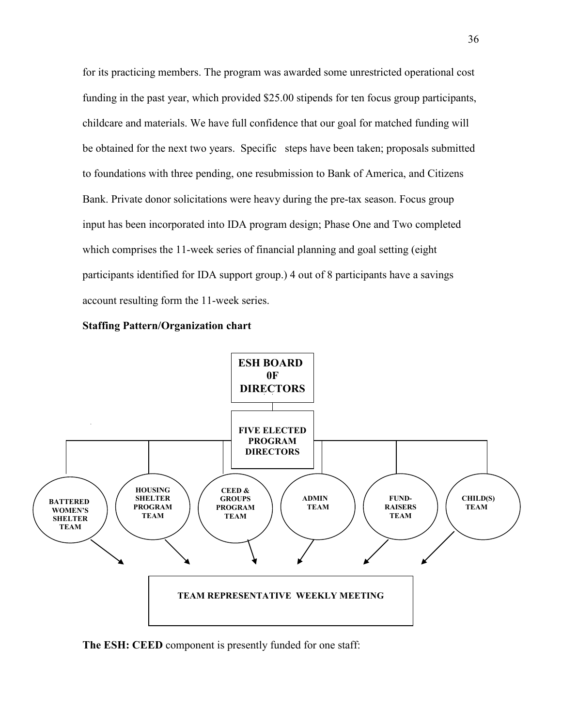for its practicing members. The program was awarded some unrestricted operational cost funding in the past year, which provided $25.00 stipends for ten focus group participants, childcare and materials. We have full confidence that our goal for matched funding will be obtained for the next two years. Specific steps have been taken; proposals submitted to foundations with three pending, one resubmission to Bank of America, and Citizens Bank. Private donor solicitations were heavy during the pre-tax season. Focus group input has been incorporated into IDA program design; Phase One and Two completed which comprises the 11-week series of financial planning and goal setting (eight participants identified for IDA support group.) 4 out of 8 participants have a savings account resulting form the 11-week series.

**Staffing Pattern/Organization chart**

ESH BOARD 0F DIRECTORS

FIVE ELECTED PROGRAM DIRECTORS

BATTERED WOMEN'S SHELTER TEAM

HOUSING SHELTER PROGRAM TEAM

CEED & GROUPS PROGRAM TEAM

ADMIN TEAM

FUND-RAISERS TEAM

CHILD(S) TEAM

TEAM REPRESENTATIVE WEEKLY MEETING

**The ESH: CEED** component is presently funded for one staff: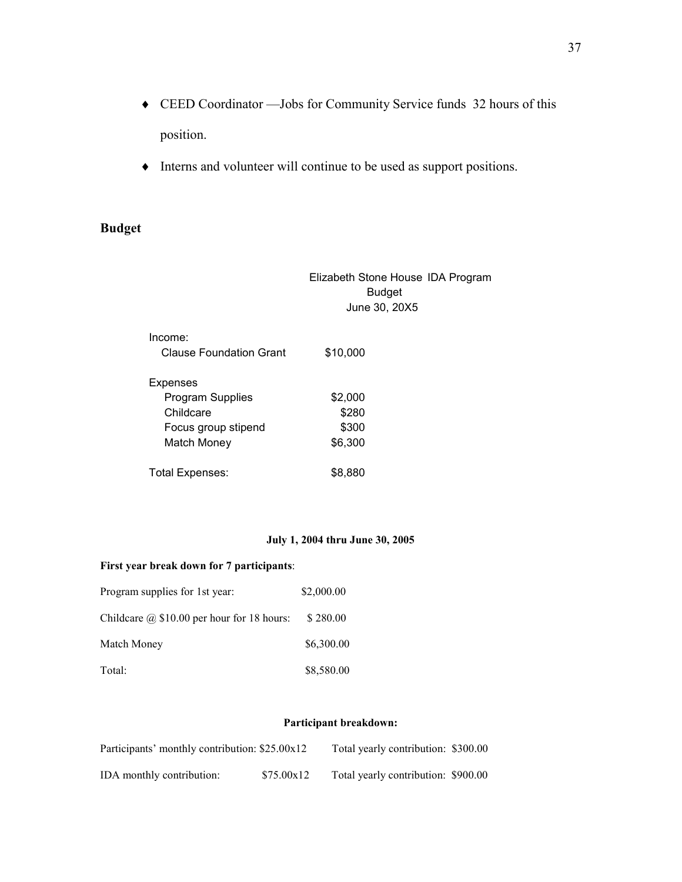- CEED Coordinator —Jobs for Community Service funds  32 hours of this position.
- Interns and volunteer will continue to be used as support positions.

## Budget

Elizabeth Stone House  IDA Program
Budget
June 30, 20X5

| | |
|---|---|
| **Income:** | |
| Clause Foundation Grant | $10,000 |
| **Expenses** | |
| Program Supplies | $2,000 |
| Childcare | $280 |
| Focus group stipend | $300 |
| Match Money | $6,300 |
| Total Expenses: | $8,880 |

**July 1, 2004 thru June 30, 2005**

**First year break down for 7 participants**:

| | |
|---|---|
| Program supplies for 1st year: | $2,000.00 |
| Childcare @ $10.00 per hour for 18 hours: | $ 280.00 |
| Match Money | $6,300.00 |
| Total: | $8,580.00 |

**Participant breakdown:**

| | | |
|---|---|---|
| Participants' monthly contribution: | $25.00x12 | Total yearly contribution: $300.00 |
| IDA monthly contribution: | $75.00x12 | Total yearly contribution: $900.00 |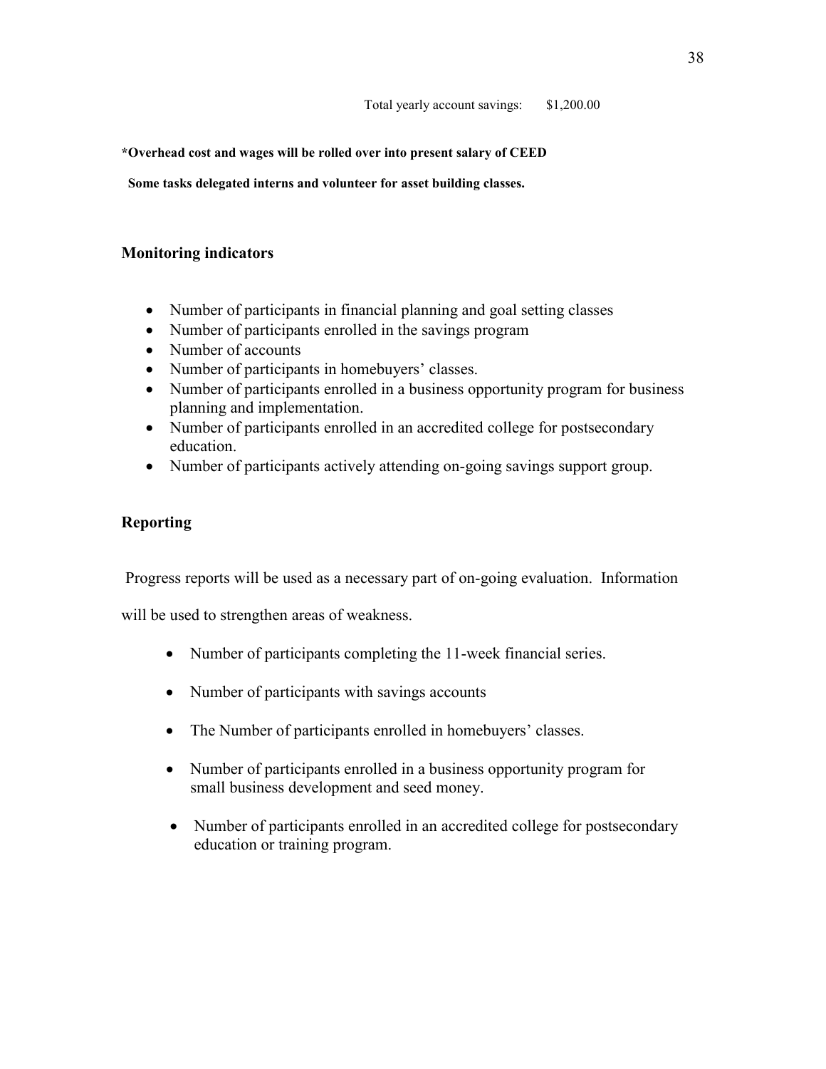Total yearly account savings: $1,200.00

**\*Overhead cost and wages will be rolled over into present salary of CEED**

**Some tasks delegated interns and volunteer for asset building classes.**

## Monitoring indicators

- Number of participants in financial planning and goal setting classes
- Number of participants enrolled in the savings program
- Number of accounts
- Number of participants in homebuyers' classes.
- Number of participants enrolled in a business opportunity program for business planning and implementation.
- Number of participants enrolled in an accredited college for postsecondary education.
- Number of participants actively attending on-going savings support group.

## Reporting

Progress reports will be used as a necessary part of on-going evaluation. Information will be used to strengthen areas of weakness.

- Number of participants completing the 11-week financial series.
- Number of participants with savings accounts
- The Number of participants enrolled in homebuyers' classes.
- Number of participants enrolled in a business opportunity program for small business development and seed money.
- Number of participants enrolled in an accredited college for postsecondary education or training program.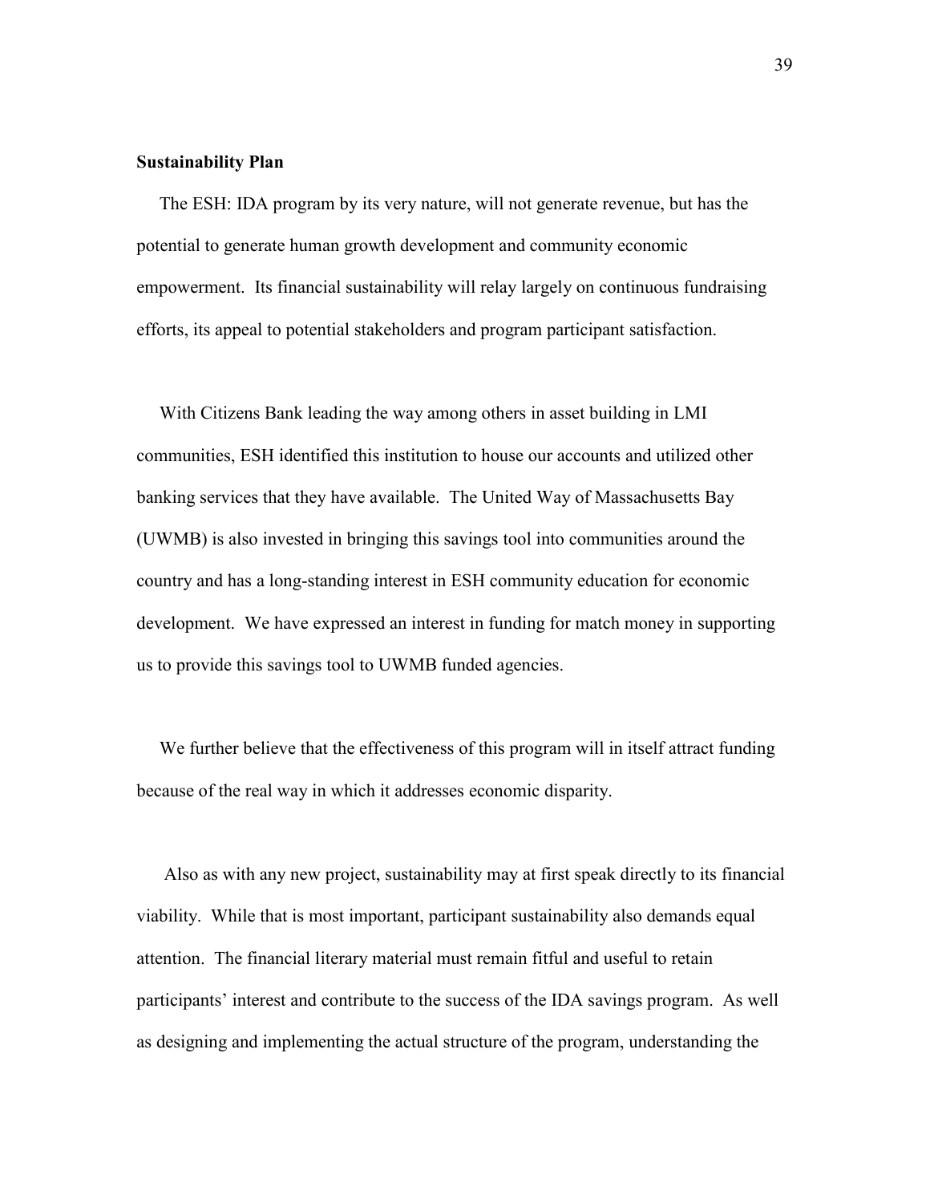**Sustainability Plan**

The ESH: IDA program by its very nature, will not generate revenue, but has the potential to generate human growth development and community economic empowerment. Its financial sustainability will relay largely on continuous fundraising efforts, its appeal to potential stakeholders and program participant satisfaction.

With Citizens Bank leading the way among others in asset building in LMI communities, ESH identified this institution to house our accounts and utilized other banking services that they have available. The United Way of Massachusetts Bay (UWMB) is also invested in bringing this savings tool into communities around the country and has a long-standing interest in ESH community education for economic development. We have expressed an interest in funding for match money in supporting us to provide this savings tool to UWMB funded agencies.

We further believe that the effectiveness of this program will in itself attract funding because of the real way in which it addresses economic disparity.

Also as with any new project, sustainability may at first speak directly to its financial viability. While that is most important, participant sustainability also demands equal attention. The financial literary material must remain fitful and useful to retain participants' interest and contribute to the success of the IDA savings program. As well as designing and implementing the actual structure of the program, understanding the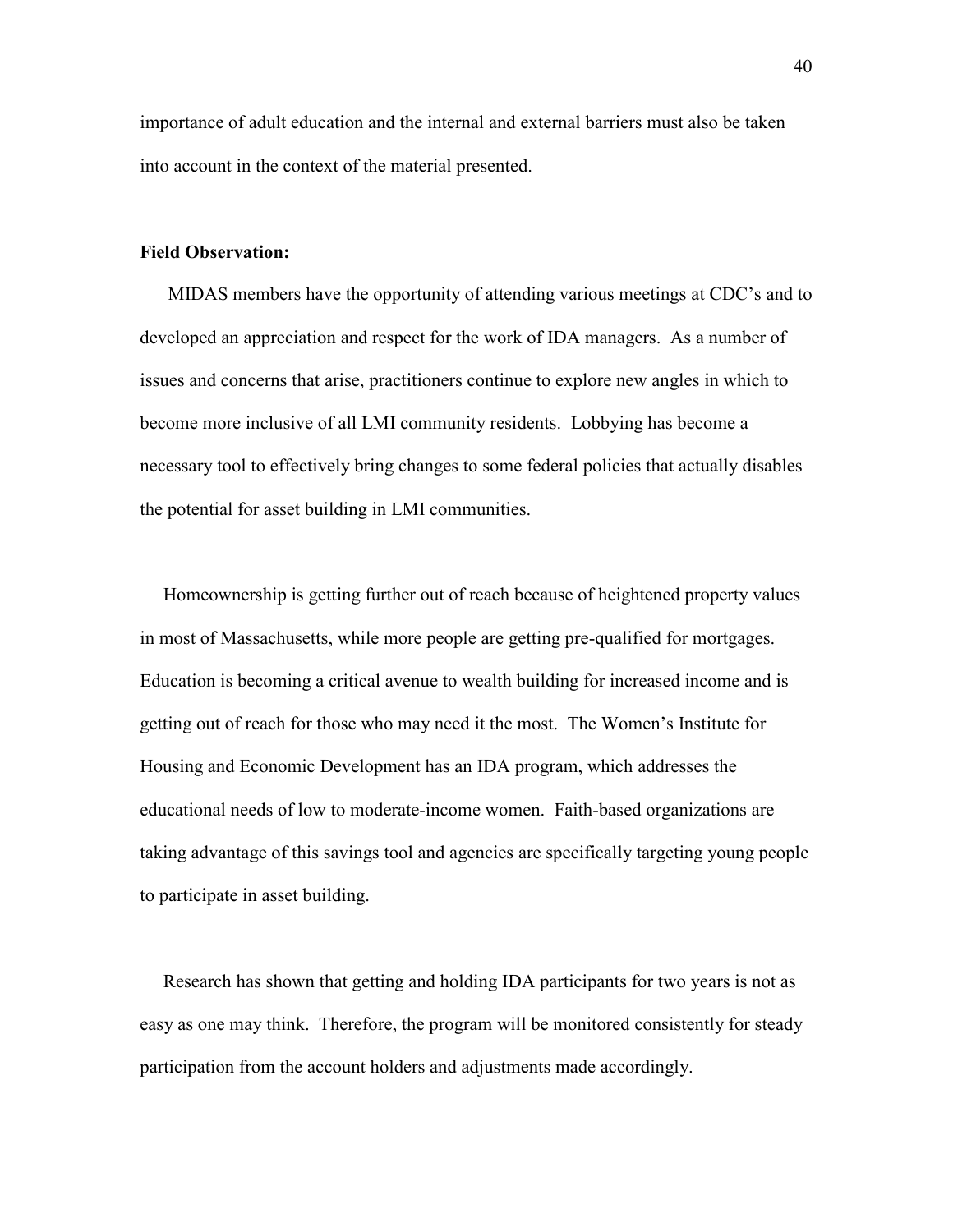importance of adult education and the internal and external barriers must also be taken into account in the context of the material presented.

**Field Observation:**

MIDAS members have the opportunity of attending various meetings at CDC's and to developed an appreciation and respect for the work of IDA managers. As a number of issues and concerns that arise, practitioners continue to explore new angles in which to become more inclusive of all LMI community residents. Lobbying has become a necessary tool to effectively bring changes to some federal policies that actually disables the potential for asset building in LMI communities.

Homeownership is getting further out of reach because of heightened property values in most of Massachusetts, while more people are getting pre-qualified for mortgages. Education is becoming a critical avenue to wealth building for increased income and is getting out of reach for those who may need it the most. The Women's Institute for Housing and Economic Development has an IDA program, which addresses the educational needs of low to moderate-income women. Faith-based organizations are taking advantage of this savings tool and agencies are specifically targeting young people to participate in asset building.

Research has shown that getting and holding IDA participants for two years is not as easy as one may think. Therefore, the program will be monitored consistently for steady participation from the account holders and adjustments made accordingly.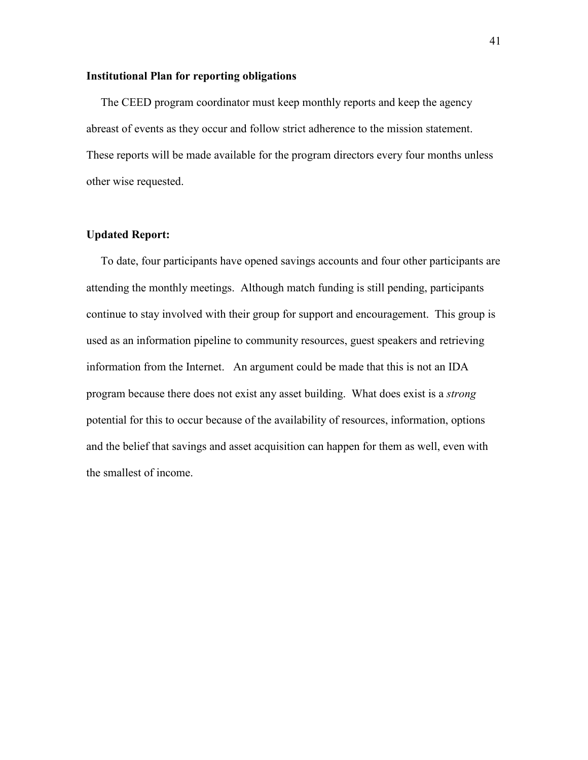**Institutional Plan for reporting obligations**

The CEED program coordinator must keep monthly reports and keep the agency abreast of events as they occur and follow strict adherence to the mission statement. These reports will be made available for the program directors every four months unless other wise requested.

**Updated Report:**

To date, four participants have opened savings accounts and four other participants are attending the monthly meetings. Although match funding is still pending, participants continue to stay involved with their group for support and encouragement. This group is used as an information pipeline to community resources, guest speakers and retrieving information from the Internet. An argument could be made that this is not an IDA program because there does not exist any asset building. What does exist is a *strong* potential for this to occur because of the availability of resources, information, options and the belief that savings and asset acquisition can happen for them as well, even with the smallest of income.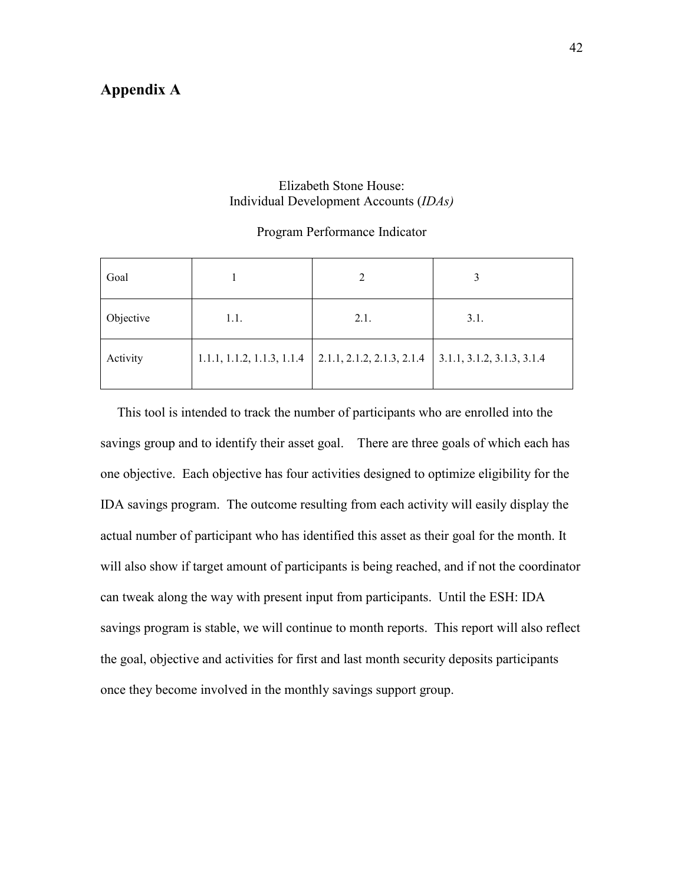## Appendix A

Elizabeth Stone House:
Individual Development Accounts (*IDAs)*

Program Performance Indicator

| Goal | 1 | 2 | 3 |
|---|---|---|---|
| Objective | 1.1. | 2.1. | 3.1. |
| Activity | 1.1.1, 1.1.2, 1.1.3, 1.1.4 | 2.1.1, 2.1.2, 2.1.3, 2.1.4 | 3.1.1, 3.1.2, 3.1.3, 3.1.4 |

This tool is intended to track the number of participants who are enrolled into the savings group and to identify their asset goal. There are three goals of which each has one objective. Each objective has four activities designed to optimize eligibility for the IDA savings program. The outcome resulting from each activity will easily display the actual number of participant who has identified this asset as their goal for the month. It will also show if target amount of participants is being reached, and if not the coordinator can tweak along the way with present input from participants. Until the ESH: IDA savings program is stable, we will continue to month reports. This report will also reflect the goal, objective and activities for first and last month security deposits participants once they become involved in the monthly savings support group.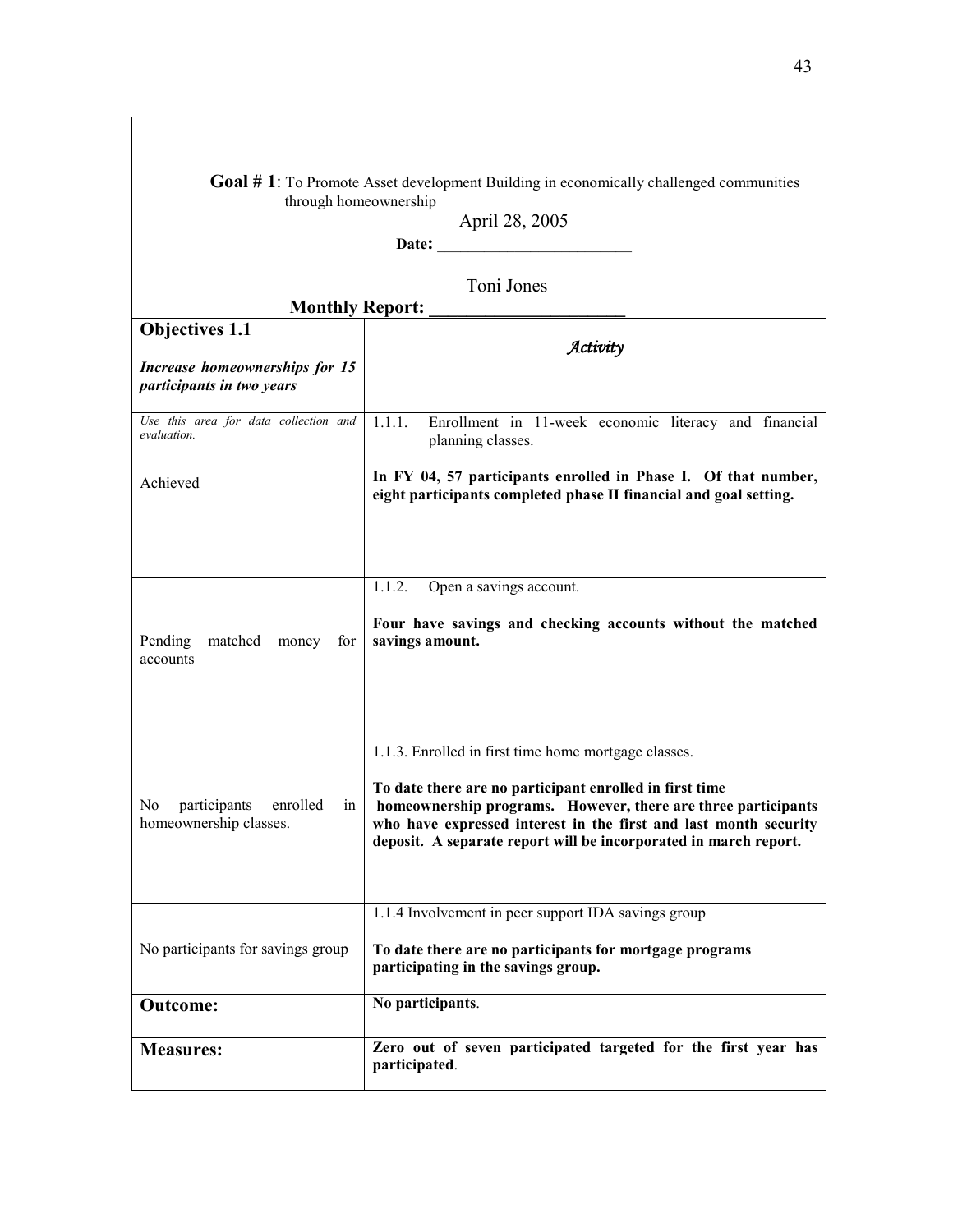**Goal # 1**: To Promote Asset development Building in economically challenged communities through homeownership

April 28, 2005

**Date:** ________________________

Toni Jones

**Monthly Report:** ____________________

| **Objectives 1.1**<br><br>***Increase homeownerships for 15 participants in two years*** | ***Activity*** |
|---|---|
| *Use this area for data collection and evaluation.*<br><br>Achieved | 1.1.1. Enrollment in 11-week economic literacy and financial planning classes.<br><br>**In FY 04, 57 participants enrolled in Phase I. Of that number, eight participants completed phase II financial and goal setting.** |
| Pending matched money for accounts | 1.1.2. Open a savings account.<br><br>**Four have savings and checking accounts without the matched savings amount.** |
| No participants enrolled in homeownership classes. | 1.1.3. Enrolled in first time home mortgage classes.<br><br>**To date there are no participant enrolled in first time homeownership programs. However, there are three participants who have expressed interest in the first and last month security deposit. A separate report will be incorporated in march report.** |
| No participants for savings group | 1.1.4 Involvement in peer support IDA savings group<br><br>**To date there are no participants for mortgage programs participating in the savings group.** |
| **Outcome:** | **No participants**. |
| **Measures:** | **Zero out of seven participated targeted for the first year has participated**. |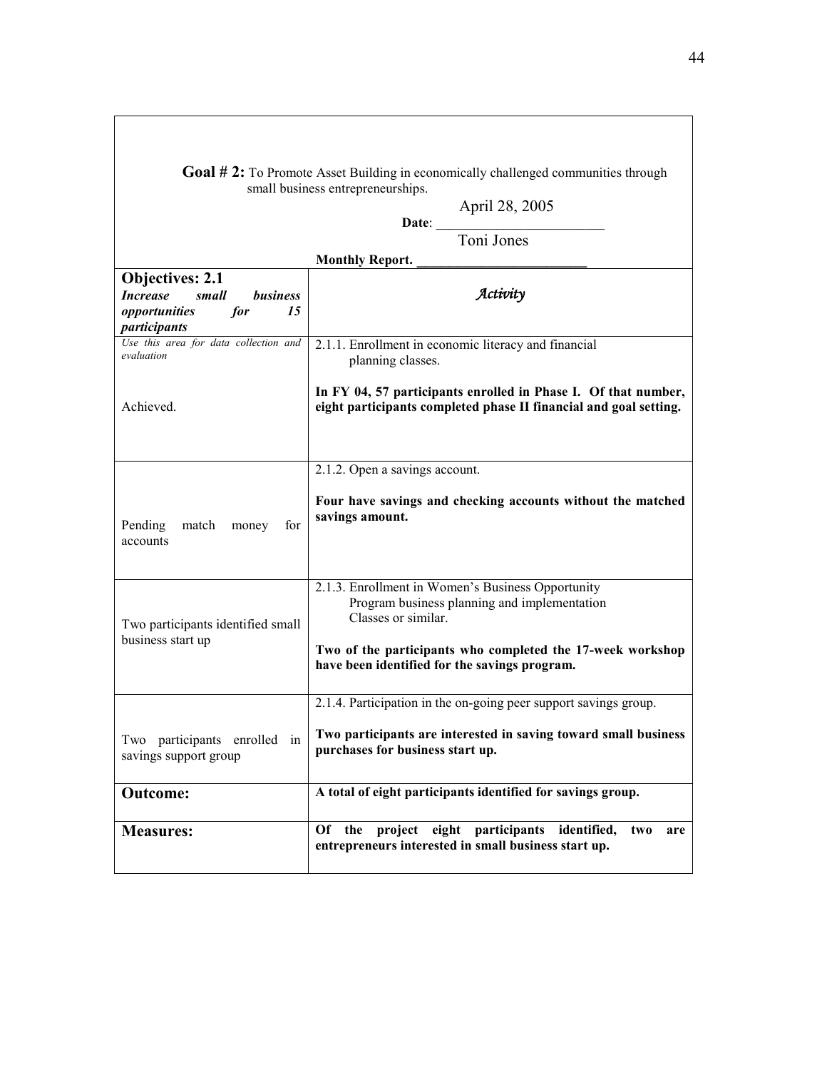**Goal # 2:** To Promote Asset Building in economically challenged communities through small business entrepreneurships.

**Date**: April 28, 2005

**Monthly Report.** Toni Jones

| **Objectives: 2.1** ***Increase small business opportunities for 15 participants*** | ***Activity*** |
|---|---|
| *Use this area for data collection and evaluation*<br><br>Achieved. | 2.1.1. Enrollment in economic literacy and financial planning classes.<br><br>**In FY 04, 57 participants enrolled in Phase I. Of that number, eight participants completed phase II financial and goal setting.** |
| Pending match money for accounts | 2.1.2. Open a savings account.<br><br>**Four have savings and checking accounts without the matched savings amount.** |
| Two participants identified small business start up | 2.1.3. Enrollment in Women's Business Opportunity Program business planning and implementation Classes or similar.<br><br>**Two of the participants who completed the 17-week workshop have been identified for the savings program.** |
| Two participants enrolled in savings support group | 2.1.4. Participation in the on-going peer support savings group.<br><br>**Two participants are interested in saving toward small business purchases for business start up.** |
| **Outcome:** | **A total of eight participants identified for savings group.** |
| **Measures:** | **Of the project eight participants identified, two are entrepreneurs interested in small business start up.** |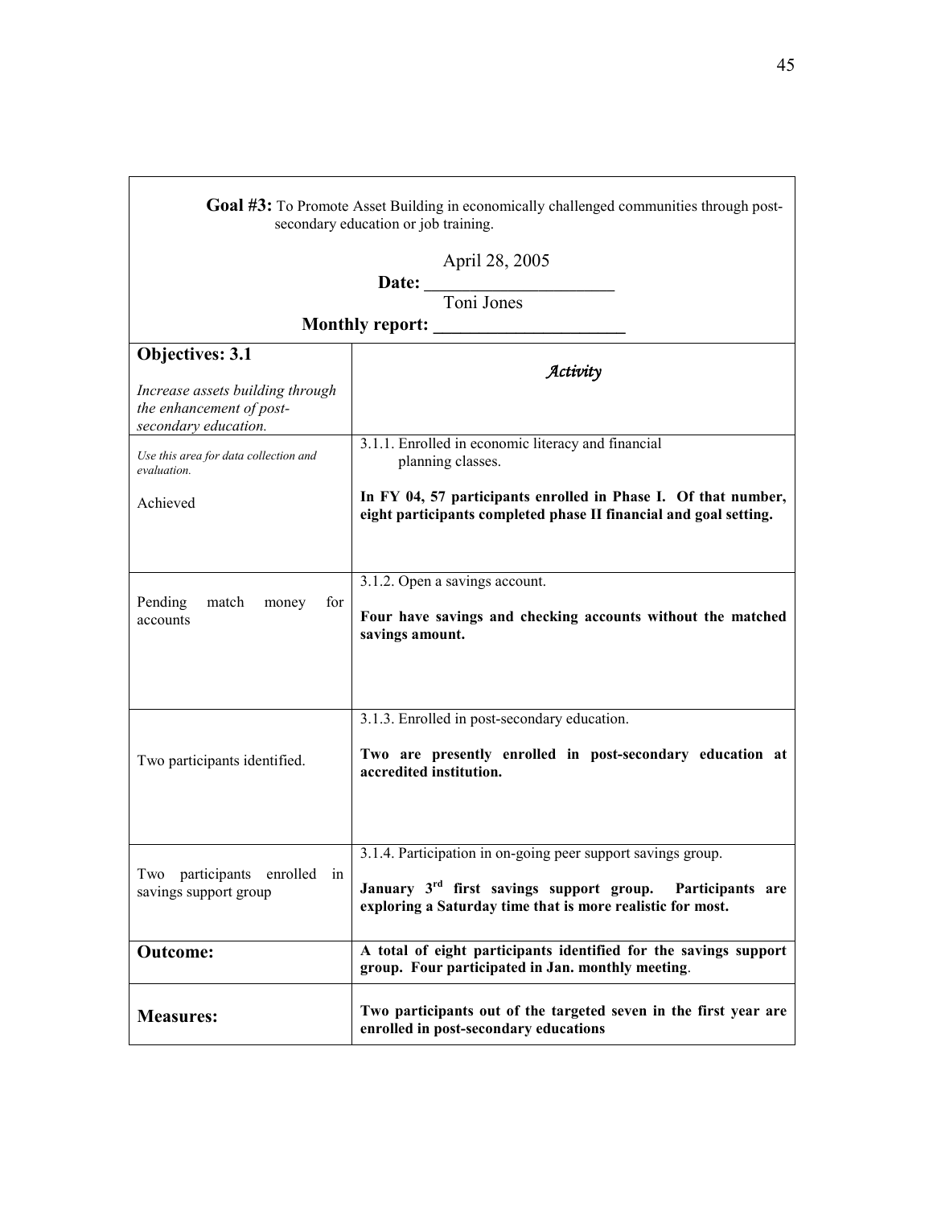**Goal #3:** To Promote Asset Building in economically challenged communities through post-secondary education or job training.

**Date:** April 28, 2005

**Monthly report:** Toni Jones

| **Objectives: 3.1**<br><br>*Increase assets building through the enhancement of post-secondary education.* | ***Activity*** |
|---|---|
| *Use this area for data collection and evaluation.*<br><br>Achieved | 3.1.1. Enrolled in economic literacy and financial planning classes.<br><br>**In FY 04, 57 participants enrolled in Phase I. Of that number, eight participants completed phase II financial and goal setting.** |
| Pending match money for accounts | 3.1.2. Open a savings account.<br><br>**Four have savings and checking accounts without the matched savings amount.** |
| Two participants identified. | 3.1.3. Enrolled in post-secondary education.<br><br>**Two are presently enrolled in post-secondary education at accredited institution.** |
| Two participants enrolled in savings support group | 3.1.4. Participation in on-going peer support savings group.<br><br>**January 3rd first savings support group. Participants are exploring a Saturday time that is more realistic for most.** |
| **Outcome:** | **A total of eight participants identified for the savings support group. Four participated in Jan. monthly meeting**. |
| **Measures:** | **Two participants out of the targeted seven in the first year are enrolled in post-secondary educations** |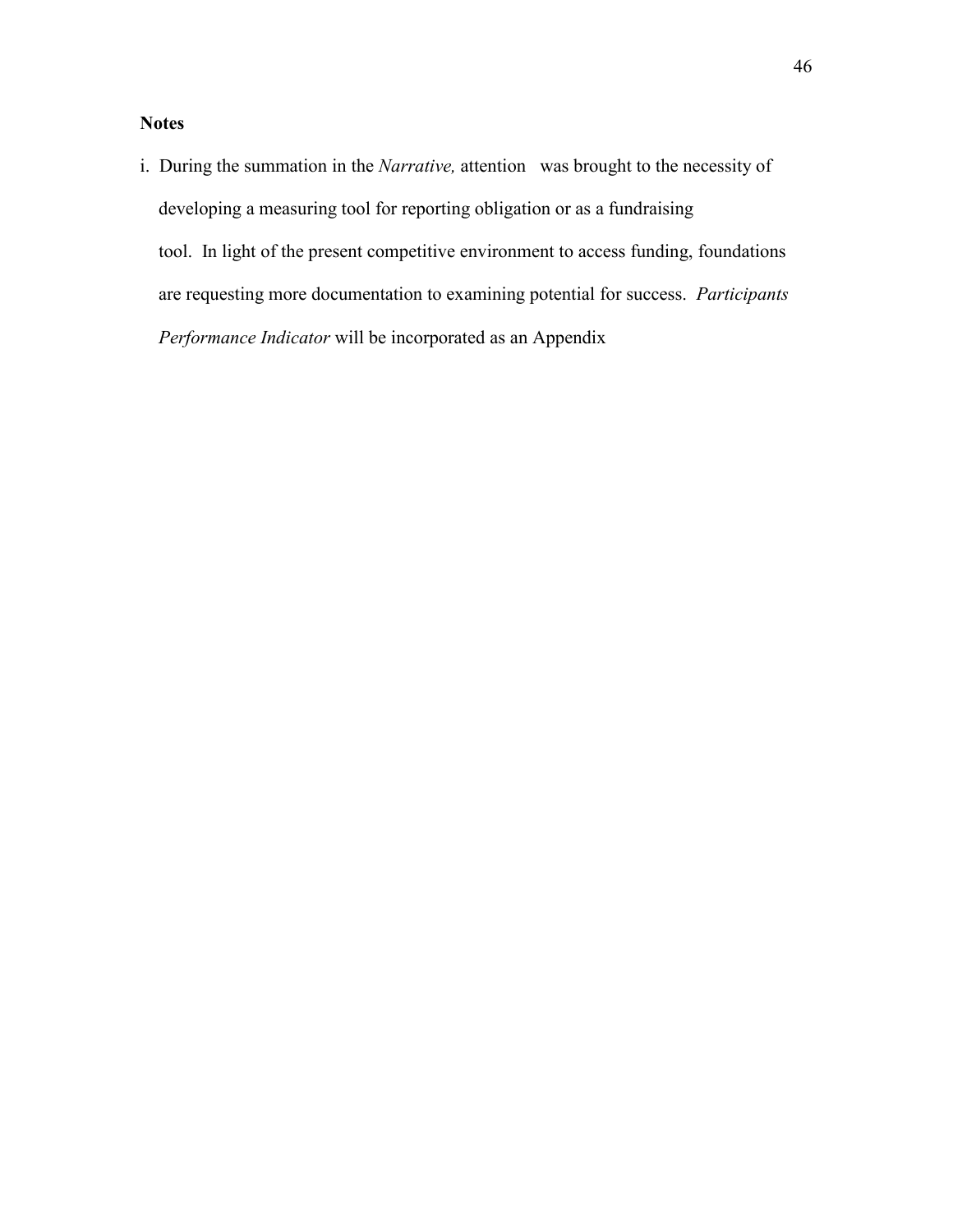**Notes**

i. During the summation in the *Narrative,* attention was brought to the necessity of developing a measuring tool for reporting obligation or as a fundraising tool. In light of the present competitive environment to access funding, foundations are requesting more documentation to examining potential for success. *Participants Performance Indicator* will be incorporated as an Appendix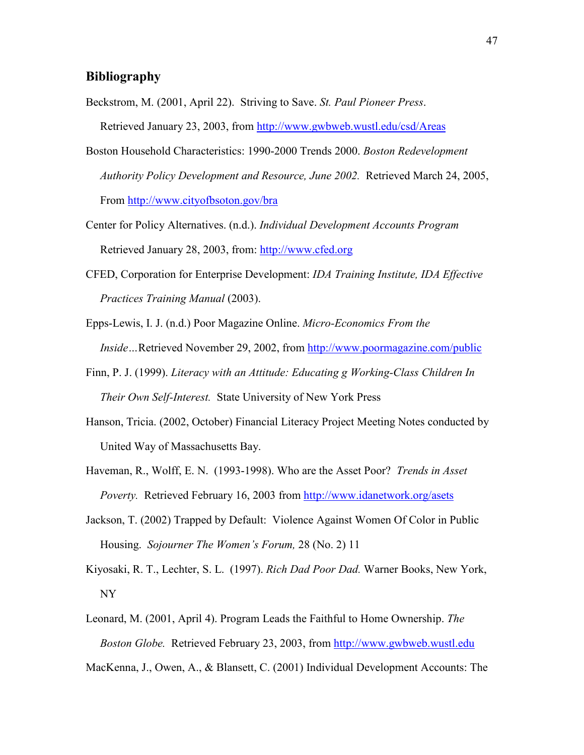## Bibliography

Beckstrom, M. (2001, April 22). Striving to Save. *St. Paul Pioneer Press*. Retrieved January 23, 2003, from http://www.gwbweb.wustl.edu/csd/Areas

Boston Household Characteristics: 1990-2000 Trends 2000. *Boston Redevelopment Authority Policy Development and Resource, June 2002.* Retrieved March 24, 2005, From http://www.cityofbsoton.gov/bra

Center for Policy Alternatives. (n.d.). *Individual Development Accounts Program* Retrieved January 28, 2003, from: http://www.cfed.org

CFED, Corporation for Enterprise Development: *IDA Training Institute, IDA Effective Practices Training Manual* (2003).

Epps-Lewis, I. J. (n.d.) Poor Magazine Online. *Micro-Economics From the Inside…*Retrieved November 29, 2002, from http://www.poormagazine.com/public

Finn, P. J. (1999). *Literacy with an Attitude: Educating g Working-Class Children In Their Own Self-Interest.* State University of New York Press

Hanson, Tricia. (2002, October) Financial Literacy Project Meeting Notes conducted by United Way of Massachusetts Bay.

Haveman, R., Wolff, E. N. (1993-1998). Who are the Asset Poor? *Trends in Asset Poverty.* Retrieved February 16, 2003 from http://www.idanetwork.org/asets

Jackson, T. (2002) Trapped by Default: Violence Against Women Of Color in Public Housing. *Sojourner The Women's Forum,* 28 (No. 2) 11

Kiyosaki, R. T., Lechter, S. L. (1997). *Rich Dad Poor Dad.* Warner Books, New York, NY

Leonard, M. (2001, April 4). Program Leads the Faithful to Home Ownership. *The Boston Globe.* Retrieved February 23, 2003, from http://www.gwbweb.wustl.edu

MacKenna, J., Owen, A., & Blansett, C. (2001) Individual Development Accounts: The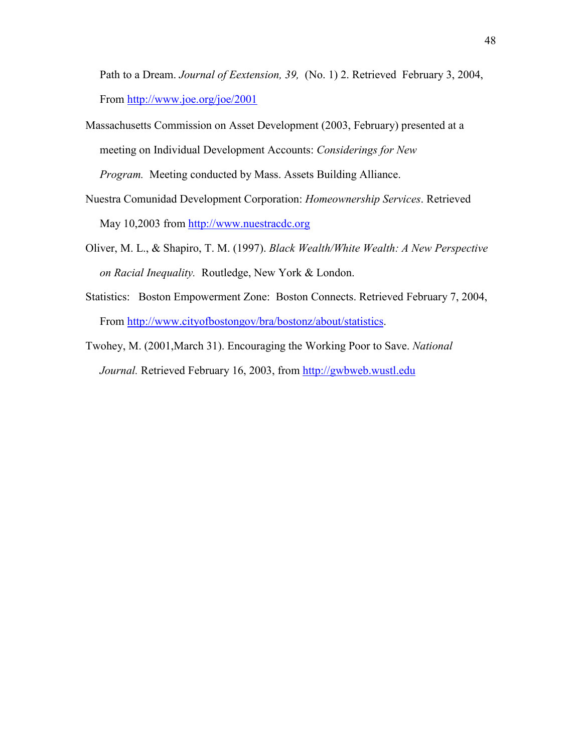Path to a Dream. *Journal of Eextension, 39,* (No. 1) 2. Retrieved February 3, 2004, From http://www.joe.org/joe/2001

Massachusetts Commission on Asset Development (2003, February) presented at a meeting on Individual Development Accounts: *Considerings for New Program.* Meeting conducted by Mass. Assets Building Alliance.

Nuestra Comunidad Development Corporation: *Homeownership Services*. Retrieved May 10,2003 from http://www.nuestracdc.org

Oliver, M. L., & Shapiro, T. M. (1997). *Black Wealth/White Wealth: A New Perspective on Racial Inequality.* Routledge, New York & London.

Statistics: Boston Empowerment Zone: Boston Connects. Retrieved February 7, 2004, From http://www.cityofbostongov/bra/bostonz/about/statistics.

Twohey, M. (2001,March 31). Encouraging the Working Poor to Save. *National Journal.* Retrieved February 16, 2003, from http://gwbweb.wustl.edu